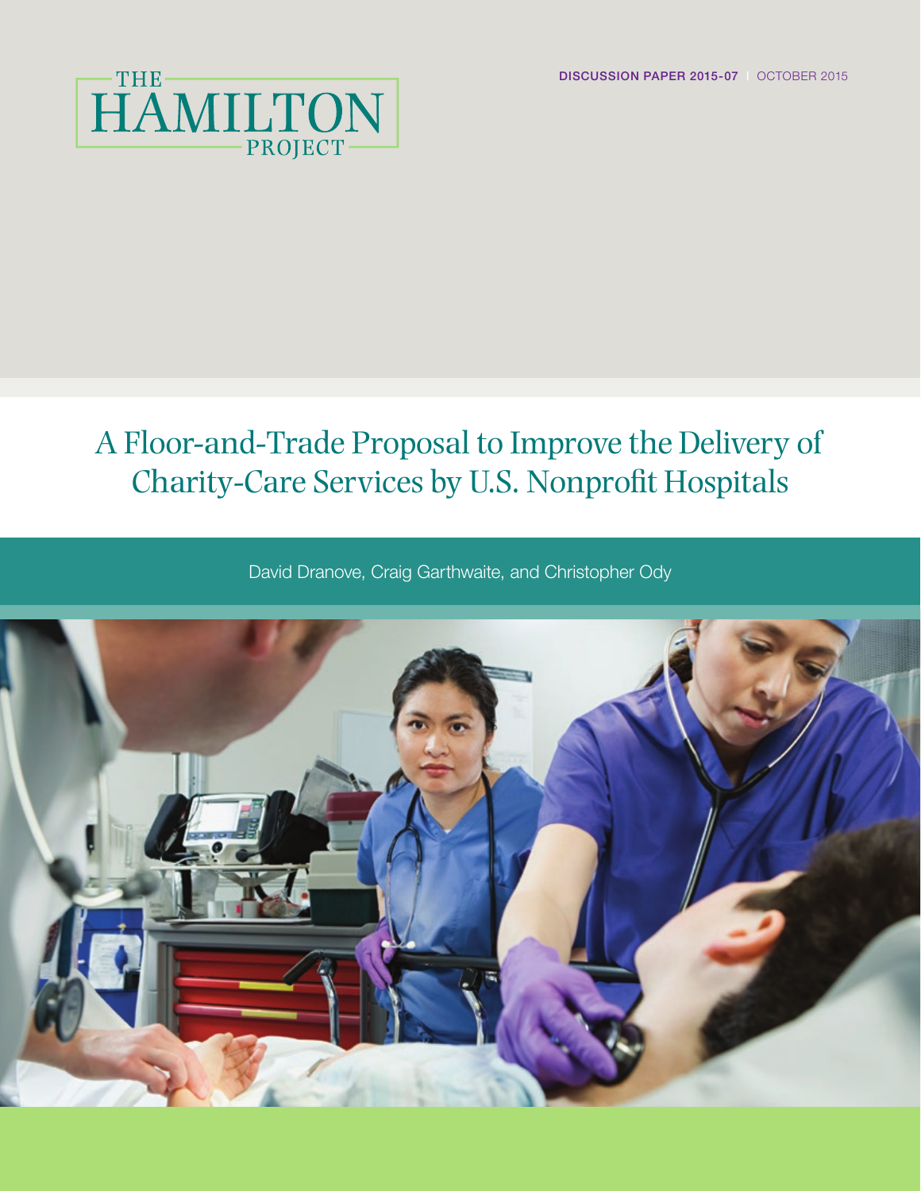THE HAMILTON PROJECT

**DISCUSSION PAPER 2015-07** | OCTOBER 2015

# A Floor-and-Trade Proposal to Improve the Delivery of Charity-Care Services by U.S. Nonprofit Hospitals

David Dranove, Craig Garthwaite, and Christopher Ody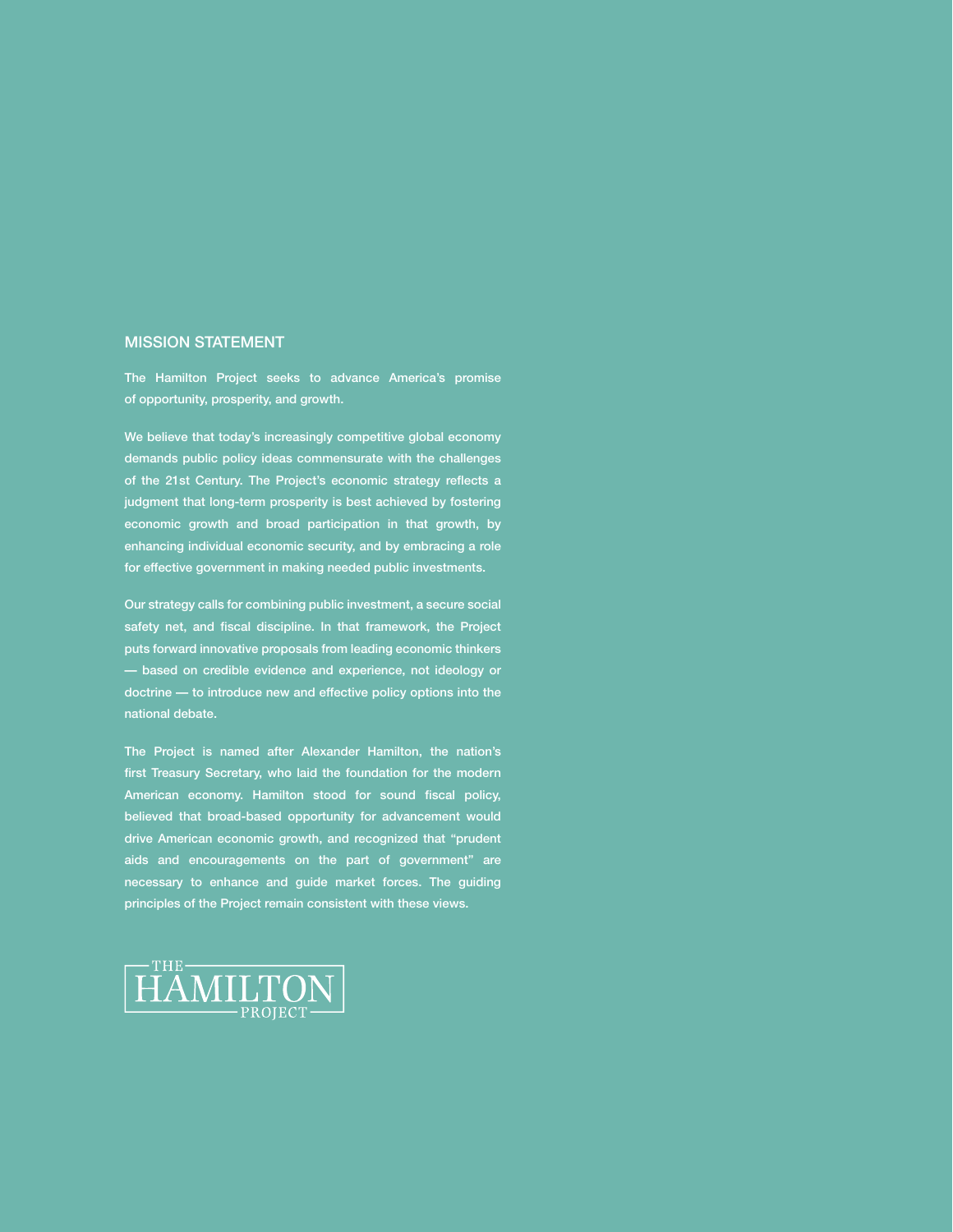## MISSION STATEMENT

The Hamilton Project seeks to advance America's promise of opportunity, prosperity, and growth.

We believe that today's increasingly competitive global economy demands public policy ideas commensurate with the challenges of the 21st Century. The Project's economic strategy reflects a judgment that long-term prosperity is best achieved by fostering economic growth and broad participation in that growth, by enhancing individual economic security, and by embracing a role for effective government in making needed public investments.

Our strategy calls for combining public investment, a secure social safety net, and fiscal discipline. In that framework, the Project puts forward innovative proposals from leading economic thinkers — based on credible evidence and experience, not ideology or doctrine — to introduce new and effective policy options into the national debate.

The Project is named after Alexander Hamilton, the nation's first Treasury Secretary, who laid the foundation for the modern American economy. Hamilton stood for sound fiscal policy, believed that broad-based opportunity for advancement would drive American economic growth, and recognized that "prudent aids and encouragements on the part of government" are necessary to enhance and guide market forces. The guiding principles of the Project remain consistent with these views.

THE HAMILTON PROJECT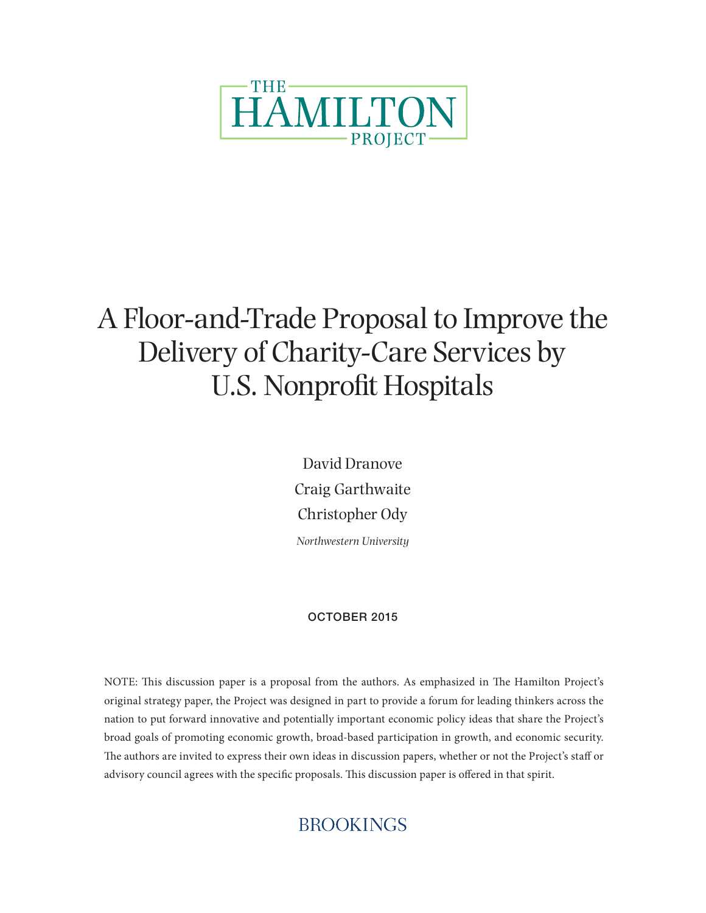THE HAMILTON PROJECT

# A Floor-and-Trade Proposal to Improve the Delivery of Charity-Care Services by U.S. Nonprofit Hospitals

David Dranove

Craig Garthwaite

Christopher Ody

*Northwestern University*

OCTOBER 2015

NOTE: This discussion paper is a proposal from the authors. As emphasized in The Hamilton Project's original strategy paper, the Project was designed in part to provide a forum for leading thinkers across the nation to put forward innovative and potentially important economic policy ideas that share the Project's broad goals of promoting economic growth, broad-based participation in growth, and economic security. The authors are invited to express their own ideas in discussion papers, whether or not the Project's staff or advisory council agrees with the specific proposals. This discussion paper is offered in that spirit.

BROOKINGS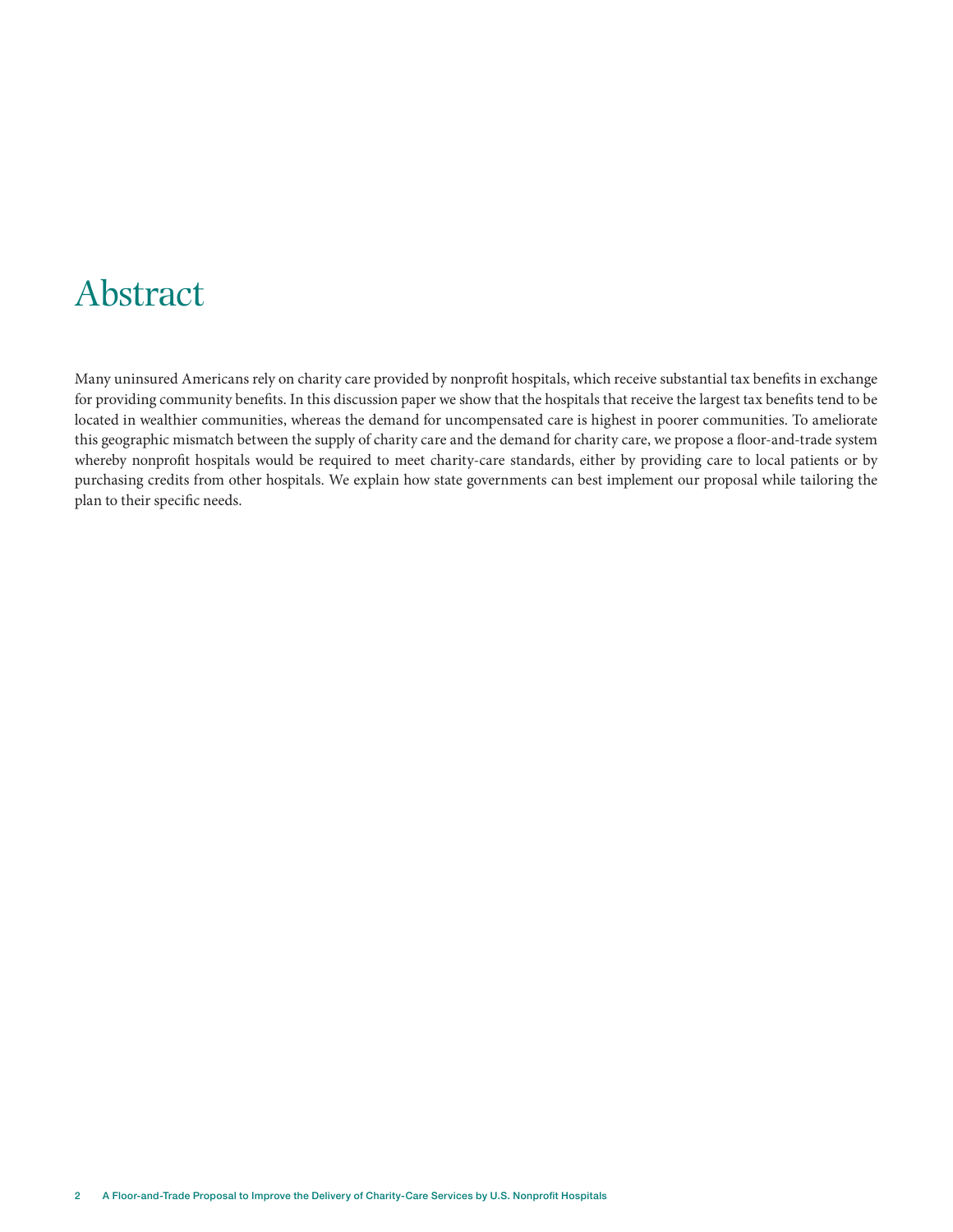# Abstract

Many uninsured Americans rely on charity care provided by nonprofit hospitals, which receive substantial tax benefits in exchange for providing community benefits. In this discussion paper we show that the hospitals that receive the largest tax benefits tend to be located in wealthier communities, whereas the demand for uncompensated care is highest in poorer communities. To ameliorate this geographic mismatch between the supply of charity care and the demand for charity care, we propose a floor-and-trade system whereby nonprofit hospitals would be required to meet charity-care standards, either by providing care to local patients or by purchasing credits from other hospitals. We explain how state governments can best implement our proposal while tailoring the plan to their specific needs.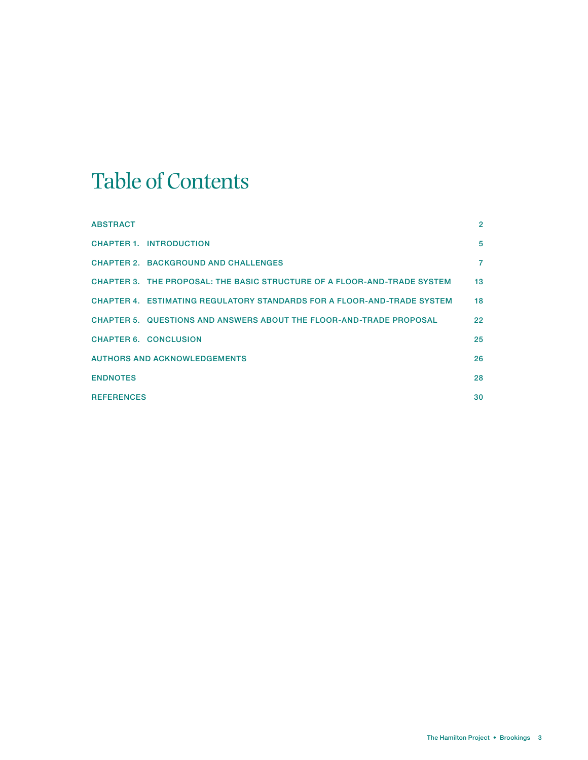# Table of Contents

| | |
|---|---|
| ABSTRACT | 2 |
| CHAPTER 1. INTRODUCTION | 5 |
| CHAPTER 2. BACKGROUND AND CHALLENGES | 7 |
| CHAPTER 3. THE PROPOSAL: THE BASIC STRUCTURE OF A FLOOR-AND-TRADE SYSTEM | 13 |
| CHAPTER 4. ESTIMATING REGULATORY STANDARDS FOR A FLOOR-AND-TRADE SYSTEM | 18 |
| CHAPTER 5. QUESTIONS AND ANSWERS ABOUT THE FLOOR-AND-TRADE PROPOSAL | 22 |
| CHAPTER 6. CONCLUSION | 25 |
| AUTHORS AND ACKNOWLEDGEMENTS | 26 |
| ENDNOTES | 28 |
| REFERENCES | 30 |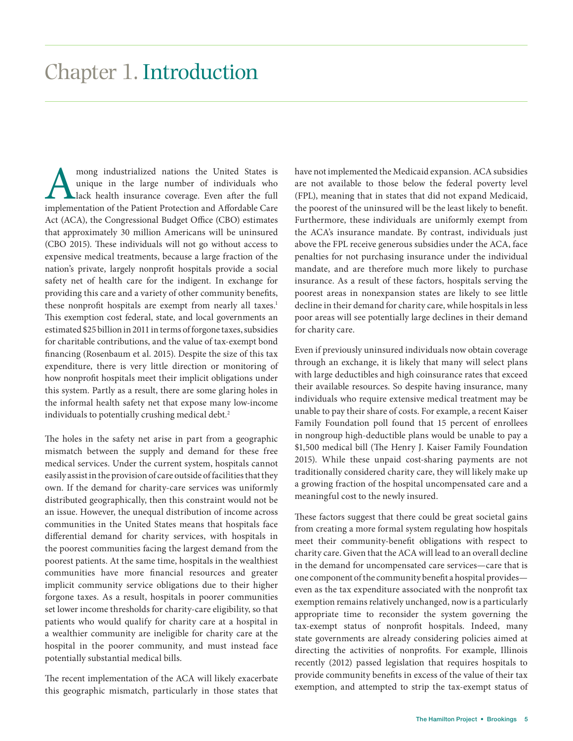# Chapter 1. Introduction

Among industrialized nations the United States is unique in the large number of individuals who lack health insurance coverage. Even after the full implementation of the Patient Protection and Affordable Care Act (ACA), the Congressional Budget Office (CBO) estimates that approximately 30 million Americans will be uninsured (CBO 2015). These individuals will not go without access to expensive medical treatments, because a large fraction of the nation's private, largely nonprofit hospitals provide a social safety net of health care for the indigent. In exchange for providing this care and a variety of other community benefits, these nonprofit hospitals are exempt from nearly all taxes.[1] This exemption cost federal, state, and local governments an estimated $25 billion in 2011 in terms of forgone taxes, subsidies for charitable contributions, and the value of tax-exempt bond financing (Rosenbaum et al. 2015). Despite the size of this tax expenditure, there is very little direction or monitoring of how nonprofit hospitals meet their implicit obligations under this system. Partly as a result, there are some glaring holes in the informal health safety net that expose many low-income individuals to potentially crushing medical debt.[2]

The holes in the safety net arise in part from a geographic mismatch between the supply and demand for these free medical services. Under the current system, hospitals cannot easily assist in the provision of care outside of facilities that they own. If the demand for charity-care services was uniformly distributed geographically, then this constraint would not be an issue. However, the unequal distribution of income across communities in the United States means that hospitals face differential demand for charity services, with hospitals in the poorest communities facing the largest demand from the poorest patients. At the same time, hospitals in the wealthiest communities have more financial resources and greater implicit community service obligations due to their higher forgone taxes. As a result, hospitals in poorer communities set lower income thresholds for charity-care eligibility, so that patients who would qualify for charity care at a hospital in a wealthier community are ineligible for charity care at the hospital in the poorer community, and must instead face potentially substantial medical bills.

The recent implementation of the ACA will likely exacerbate this geographic mismatch, particularly in those states that have not implemented the Medicaid expansion. ACA subsidies are not available to those below the federal poverty level (FPL), meaning that in states that did not expand Medicaid, the poorest of the uninsured will be the least likely to benefit. Furthermore, these individuals are uniformly exempt from the ACA's insurance mandate. By contrast, individuals just above the FPL receive generous subsidies under the ACA, face penalties for not purchasing insurance under the individual mandate, and are therefore much more likely to purchase insurance. As a result of these factors, hospitals serving the poorest areas in nonexpansion states are likely to see little decline in their demand for charity care, while hospitals in less poor areas will see potentially large declines in their demand for charity care.

Even if previously uninsured individuals now obtain coverage through an exchange, it is likely that many will select plans with large deductibles and high coinsurance rates that exceed their available resources. So despite having insurance, many individuals who require extensive medical treatment may be unable to pay their share of costs. For example, a recent Kaiser Family Foundation poll found that 15 percent of enrollees in nongroup high-deductible plans would be unable to pay a $1,500 medical bill (The Henry J. Kaiser Family Foundation 2015). While these unpaid cost-sharing payments are not traditionally considered charity care, they will likely make up a growing fraction of the hospital uncompensated care and a meaningful cost to the newly insured.

These factors suggest that there could be great societal gains from creating a more formal system regulating how hospitals meet their community-benefit obligations with respect to charity care. Given that the ACA will lead to an overall decline in the demand for uncompensated care services—care that is one component of the community benefit a hospital provides—even as the tax expenditure associated with the nonprofit tax exemption remains relatively unchanged, now is a particularly appropriate time to reconsider the system governing the tax-exempt status of nonprofit hospitals. Indeed, many state governments are already considering policies aimed at directing the activities of nonprofits. For example, Illinois recently (2012) passed legislation that requires hospitals to provide community benefits in excess of the value of their tax exemption, and attempted to strip the tax-exempt status of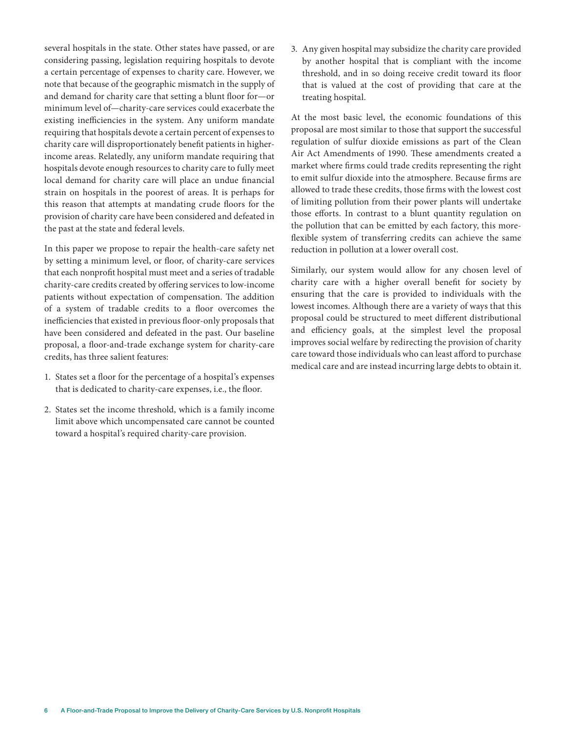several hospitals in the state. Other states have passed, or are considering passing, legislation requiring hospitals to devote a certain percentage of expenses to charity care. However, we note that because of the geographic mismatch in the supply of and demand for charity care that setting a blunt floor for—or minimum level of—charity-care services could exacerbate the existing inefficiencies in the system. Any uniform mandate requiring that hospitals devote a certain percent of expenses to charity care will disproportionately benefit patients in higher-income areas. Relatedly, any uniform mandate requiring that hospitals devote enough resources to charity care to fully meet local demand for charity care will place an undue financial strain on hospitals in the poorest of areas. It is perhaps for this reason that attempts at mandating crude floors for the provision of charity care have been considered and defeated in the past at the state and federal levels.

In this paper we propose to repair the health-care safety net by setting a minimum level, or floor, of charity-care services that each nonprofit hospital must meet and a series of tradable charity-care credits created by offering services to low-income patients without expectation of compensation. The addition of a system of tradable credits to a floor overcomes the inefficiencies that existed in previous floor-only proposals that have been considered and defeated in the past. Our baseline proposal, a floor-and-trade exchange system for charity-care credits, has three salient features:

1. States set a floor for the percentage of a hospital's expenses that is dedicated to charity-care expenses, i.e., the floor.
2. States set the income threshold, which is a family income limit above which uncompensated care cannot be counted toward a hospital's required charity-care provision.
3. Any given hospital may subsidize the charity care provided by another hospital that is compliant with the income threshold, and in so doing receive credit toward its floor that is valued at the cost of providing that care at the treating hospital.

At the most basic level, the economic foundations of this proposal are most similar to those that support the successful regulation of sulfur dioxide emissions as part of the Clean Air Act Amendments of 1990. These amendments created a market where firms could trade credits representing the right to emit sulfur dioxide into the atmosphere. Because firms are allowed to trade these credits, those firms with the lowest cost of limiting pollution from their power plants will undertake those efforts. In contrast to a blunt quantity regulation on the pollution that can be emitted by each factory, this more-flexible system of transferring credits can achieve the same reduction in pollution at a lower overall cost.

Similarly, our system would allow for any chosen level of charity care with a higher overall benefit for society by ensuring that the care is provided to individuals with the lowest incomes. Although there are a variety of ways that this proposal could be structured to meet different distributional and efficiency goals, at the simplest level the proposal improves social welfare by redirecting the provision of charity care toward those individuals who can least afford to purchase medical care and are instead incurring large debts to obtain it.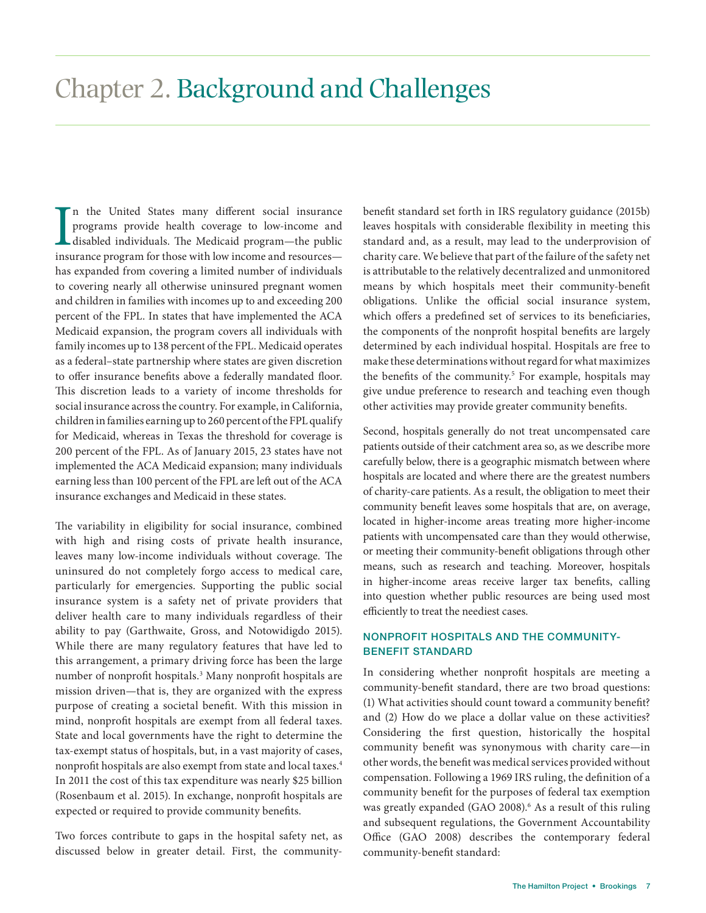# Chapter 2. Background and Challenges

In the United States many different social insurance programs provide health coverage to low-income and disabled individuals. The Medicaid program—the public insurance program for those with low income and resources—has expanded from covering a limited number of individuals to covering nearly all otherwise uninsured pregnant women and children in families with incomes up to and exceeding 200 percent of the FPL. In states that have implemented the ACA Medicaid expansion, the program covers all individuals with family incomes up to 138 percent of the FPL. Medicaid operates as a federal–state partnership where states are given discretion to offer insurance benefits above a federally mandated floor. This discretion leads to a variety of income thresholds for social insurance across the country. For example, in California, children in families earning up to 260 percent of the FPL qualify for Medicaid, whereas in Texas the threshold for coverage is 200 percent of the FPL. As of January 2015, 23 states have not implemented the ACA Medicaid expansion; many individuals earning less than 100 percent of the FPL are left out of the ACA insurance exchanges and Medicaid in these states.

The variability in eligibility for social insurance, combined with high and rising costs of private health insurance, leaves many low-income individuals without coverage. The uninsured do not completely forgo access to medical care, particularly for emergencies. Supporting the public social insurance system is a safety net of private providers that deliver health care to many individuals regardless of their ability to pay (Garthwaite, Gross, and Notowidigdo 2015). While there are many regulatory features that have led to this arrangement, a primary driving force has been the large number of nonprofit hospitals.[3] Many nonprofit hospitals are mission driven—that is, they are organized with the express purpose of creating a societal benefit. With this mission in mind, nonprofit hospitals are exempt from all federal taxes. State and local governments have the right to determine the tax-exempt status of hospitals, but, in a vast majority of cases, nonprofit hospitals are also exempt from state and local taxes.[4] In 2011 the cost of this tax expenditure was nearly $25 billion (Rosenbaum et al. 2015). In exchange, nonprofit hospitals are expected or required to provide community benefits.

Two forces contribute to gaps in the hospital safety net, as discussed below in greater detail. First, the community-benefit standard set forth in IRS regulatory guidance (2015b) leaves hospitals with considerable flexibility in meeting this standard and, as a result, may lead to the underprovision of charity care. We believe that part of the failure of the safety net is attributable to the relatively decentralized and unmonitored means by which hospitals meet their community-benefit obligations. Unlike the official social insurance system, which offers a predefined set of services to its beneficiaries, the components of the nonprofit hospital benefits are largely determined by each individual hospital. Hospitals are free to make these determinations without regard for what maximizes the benefits of the community.[5] For example, hospitals may give undue preference to research and teaching even though other activities may provide greater community benefits.

Second, hospitals generally do not treat uncompensated care patients outside of their catchment area so, as we describe more carefully below, there is a geographic mismatch between where hospitals are located and where there are the greatest numbers of charity-care patients. As a result, the obligation to meet their community benefit leaves some hospitals that are, on average, located in higher-income areas treating more higher-income patients with uncompensated care than they would otherwise, or meeting their community-benefit obligations through other means, such as research and teaching. Moreover, hospitals in higher-income areas receive larger tax benefits, calling into question whether public resources are being used most efficiently to treat the neediest cases.

## NONPROFIT HOSPITALS AND THE COMMUNITY-BENEFIT STANDARD

In considering whether nonprofit hospitals are meeting a community-benefit standard, there are two broad questions: (1) What activities should count toward a community benefit? and (2) How do we place a dollar value on these activities? Considering the first question, historically the hospital community benefit was synonymous with charity care—in other words, the benefit was medical services provided without compensation. Following a 1969 IRS ruling, the definition of a community benefit for the purposes of federal tax exemption was greatly expanded (GAO 2008).[6] As a result of this ruling and subsequent regulations, the Government Accountability Office (GAO 2008) describes the contemporary federal community-benefit standard: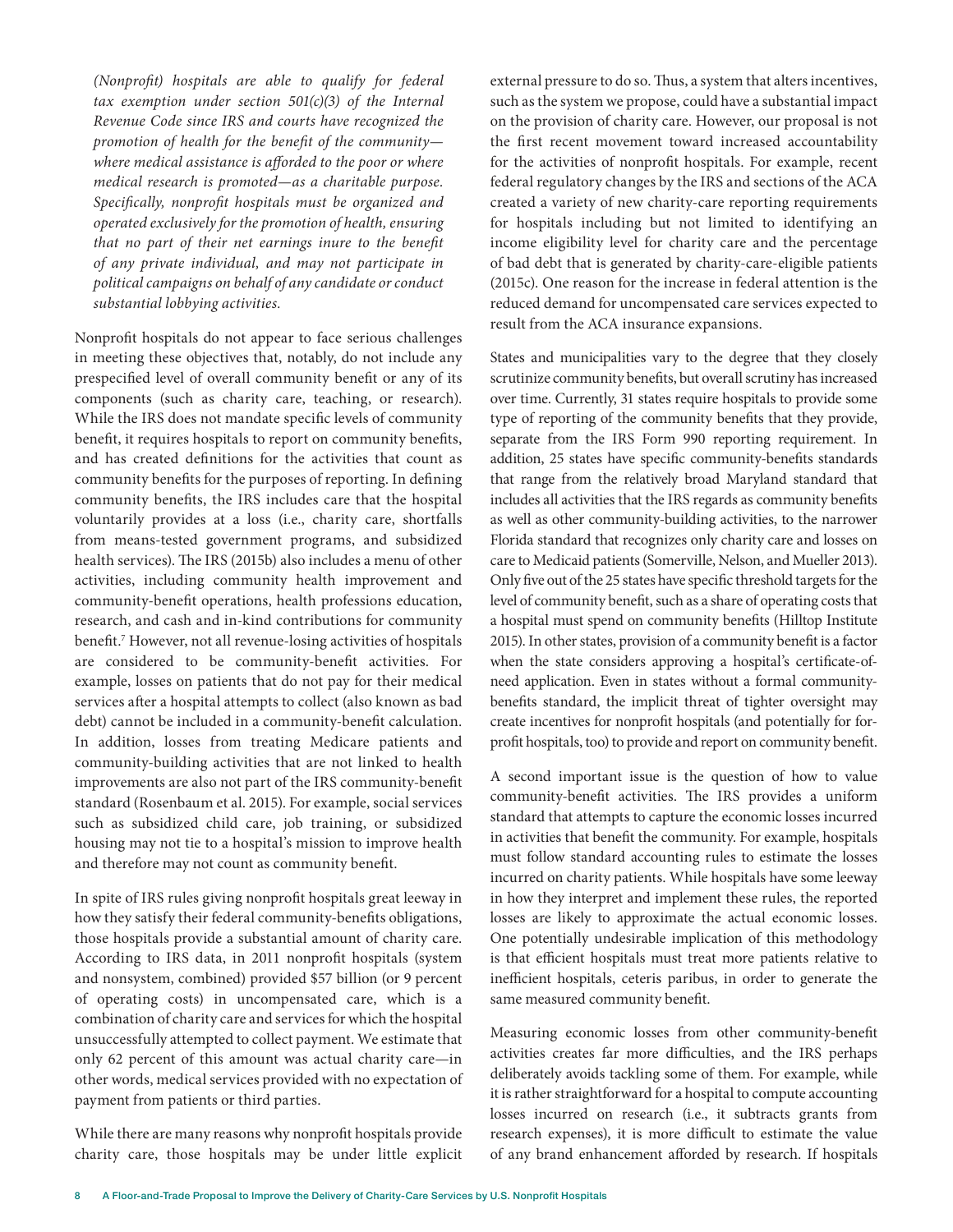*(Nonprofit) hospitals are able to qualify for federal tax exemption under section 501(c)(3) of the Internal Revenue Code since IRS and courts have recognized the promotion of health for the benefit of the community—where medical assistance is afforded to the poor or where medical research is promoted—as a charitable purpose. Specifically, nonprofit hospitals must be organized and operated exclusively for the promotion of health, ensuring that no part of their net earnings inure to the benefit of any private individual, and may not participate in political campaigns on behalf of any candidate or conduct substantial lobbying activities.*

Nonprofit hospitals do not appear to face serious challenges in meeting these objectives that, notably, do not include any prespecified level of overall community benefit or any of its components (such as charity care, teaching, or research). While the IRS does not mandate specific levels of community benefit, it requires hospitals to report on community benefits, and has created definitions for the activities that count as community benefits for the purposes of reporting. In defining community benefits, the IRS includes care that the hospital voluntarily provides at a loss (i.e., charity care, shortfalls from means-tested government programs, and subsidized health services). The IRS (2015b) also includes a menu of other activities, including community health improvement and community-benefit operations, health professions education, research, and cash and in-kind contributions for community benefit.[7] However, not all revenue-losing activities of hospitals are considered to be community-benefit activities. For example, losses on patients that do not pay for their medical services after a hospital attempts to collect (also known as bad debt) cannot be included in a community-benefit calculation. In addition, losses from treating Medicare patients and community-building activities that are not linked to health improvements are also not part of the IRS community-benefit standard (Rosenbaum et al. 2015). For example, social services such as subsidized child care, job training, or subsidized housing may not tie to a hospital's mission to improve health and therefore may not count as community benefit.

In spite of IRS rules giving nonprofit hospitals great leeway in how they satisfy their federal community-benefits obligations, those hospitals provide a substantial amount of charity care. According to IRS data, in 2011 nonprofit hospitals (system and nonsystem, combined) provided $57 billion (or 9 percent of operating costs) in uncompensated care, which is a combination of charity care and services for which the hospital unsuccessfully attempted to collect payment. We estimate that only 62 percent of this amount was actual charity care—in other words, medical services provided with no expectation of payment from patients or third parties.

While there are many reasons why nonprofit hospitals provide charity care, those hospitals may be under little explicit external pressure to do so. Thus, a system that alters incentives, such as the system we propose, could have a substantial impact on the provision of charity care. However, our proposal is not the first recent movement toward increased accountability for the activities of nonprofit hospitals. For example, recent federal regulatory changes by the IRS and sections of the ACA created a variety of new charity-care reporting requirements for hospitals including but not limited to identifying an income eligibility level for charity care and the percentage of bad debt that is generated by charity-care-eligible patients (2015c). One reason for the increase in federal attention is the reduced demand for uncompensated care services expected to result from the ACA insurance expansions.

States and municipalities vary to the degree that they closely scrutinize community benefits, but overall scrutiny has increased over time. Currently, 31 states require hospitals to provide some type of reporting of the community benefits that they provide, separate from the IRS Form 990 reporting requirement. In addition, 25 states have specific community-benefits standards that range from the relatively broad Maryland standard that includes all activities that the IRS regards as community benefits as well as other community-building activities, to the narrower Florida standard that recognizes only charity care and losses on care to Medicaid patients (Somerville, Nelson, and Mueller 2013). Only five out of the 25 states have specific threshold targets for the level of community benefit, such as a share of operating costs that a hospital must spend on community benefits (Hilltop Institute 2015). In other states, provision of a community benefit is a factor when the state considers approving a hospital's certificate-of-need application. Even in states without a formal community-benefits standard, the implicit threat of tighter oversight may create incentives for nonprofit hospitals (and potentially for for-profit hospitals, too) to provide and report on community benefit.

A second important issue is the question of how to value community-benefit activities. The IRS provides a uniform standard that attempts to capture the economic losses incurred in activities that benefit the community. For example, hospitals must follow standard accounting rules to estimate the losses incurred on charity patients. While hospitals have some leeway in how they interpret and implement these rules, the reported losses are likely to approximate the actual economic losses. One potentially undesirable implication of this methodology is that efficient hospitals must treat more patients relative to inefficient hospitals, ceteris paribus, in order to generate the same measured community benefit.

Measuring economic losses from other community-benefit activities creates far more difficulties, and the IRS perhaps deliberately avoids tackling some of them. For example, while it is rather straightforward for a hospital to compute accounting losses incurred on research (i.e., it subtracts grants from research expenses), it is more difficult to estimate the value of any brand enhancement afforded by research. If hospitals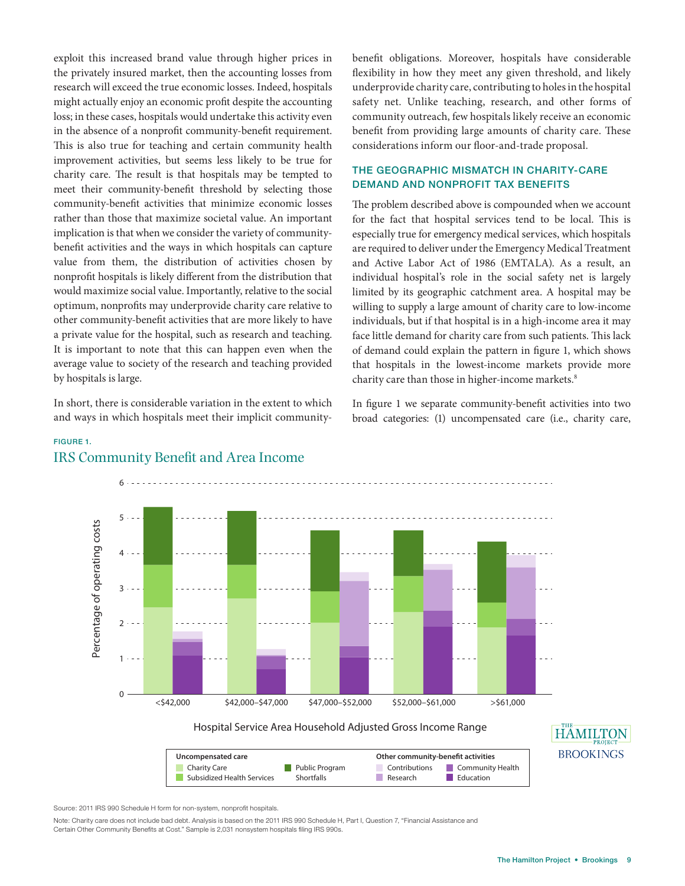exploit this increased brand value through higher prices in the privately insured market, then the accounting losses from research will exceed the true economic losses. Indeed, hospitals might actually enjoy an economic profit despite the accounting loss; in these cases, hospitals would undertake this activity even in the absence of a nonprofit community-benefit requirement. This is also true for teaching and certain community health improvement activities, but seems less likely to be true for charity care. The result is that hospitals may be tempted to meet their community-benefit threshold by selecting those community-benefit activities that minimize economic losses rather than those that maximize societal value. An important implication is that when we consider the variety of community-benefit activities and the ways in which hospitals can capture value from them, the distribution of activities chosen by nonprofit hospitals is likely different from the distribution that would maximize social value. Importantly, relative to the social optimum, nonprofits may underprovide charity care relative to other community-benefit activities that are more likely to have a private value for the hospital, such as research and teaching. It is important to note that this can happen even when the average value to society of the research and teaching provided by hospitals is large.

In short, there is considerable variation in the extent to which and ways in which hospitals meet their implicit community-benefit obligations. Moreover, hospitals have considerable flexibility in how they meet any given threshold, and likely underprovide charity care, contributing to holes in the hospital safety net. Unlike teaching, research, and other forms of community outreach, few hospitals likely receive an economic benefit from providing large amounts of charity care. These considerations inform our floor-and-trade proposal.

## THE GEOGRAPHIC MISMATCH IN CHARITY-CARE DEMAND AND NONPROFIT TAX BENEFITS

The problem described above is compounded when we account for the fact that hospital services tend to be local. This is especially true for emergency medical services, which hospitals are required to deliver under the Emergency Medical Treatment and Active Labor Act of 1986 (EMTALA). As a result, an individual hospital's role in the social safety net is largely limited by its geographic catchment area. A hospital may be willing to supply a large amount of charity care to low-income individuals, but if that hospital is in a high-income area it may face little demand for charity care from such patients. This lack of demand could explain the pattern in figure 1, which shows that hospitals in the lowest-income markets provide more charity care than those in higher-income markets.[8]

In figure 1 we separate community-benefit activities into two broad categories: (1) uncompensated care (i.e., charity care,

FIGURE 1.

### IRS Community Benefit and Area Income

Source: 2011 IRS 990 Schedule H form for non-system, nonprofit hospitals.

Note: Charity care does not include bad debt. Analysis is based on the 2011 IRS 990 Schedule H, Part I, Question 7, "Financial Assistance and Certain Other Community Benefits at Cost." Sample is 2,031 nonsystem hospitals filing IRS 990s.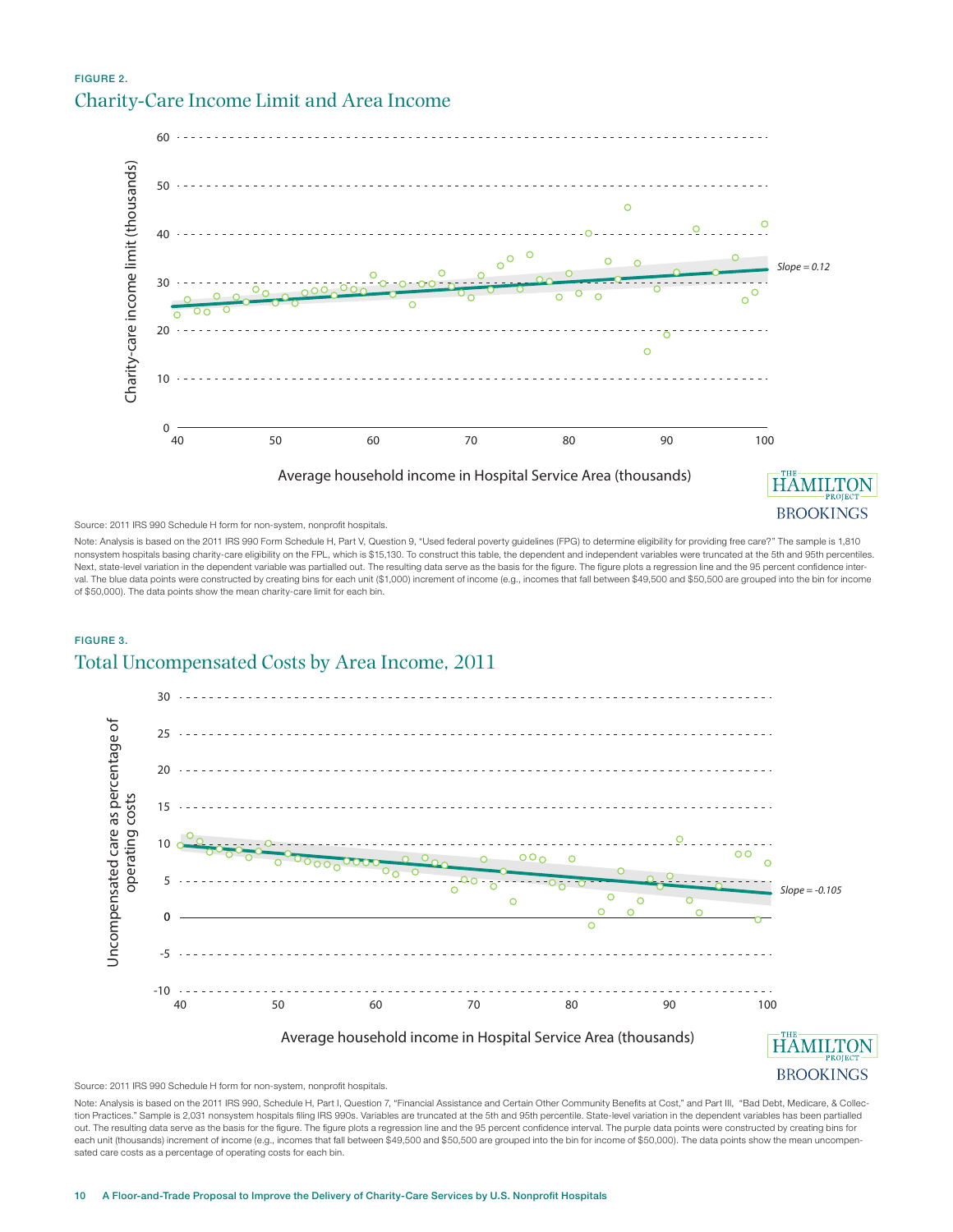FIGURE 2.

## Charity-Care Income Limit and Area Income

Source: 2011 IRS 990 Schedule H form for non-system, nonprofit hospitals.

Note: Analysis is based on the 2011 IRS 990 Form Schedule H, Part V, Question 9, "Used federal poverty guidelines (FPG) to determine eligibility for providing free care?" The sample is 1,810 nonsystem hospitals basing charity-care eligibility on the FPL, which is $15,130. To construct this table, the dependent and independent variables were truncated at the 5th and 95th percentiles. Next, state-level variation in the dependent variable was partialled out. The resulting data serve as the basis for the figure. The figure plots a regression line and the 95 percent confidence interval. The blue data points were constructed by creating bins for each unit ($1,000) increment of income (e.g., incomes that fall between $49,500 and $50,500 are grouped into the bin for income of $50,000). The data points show the mean charity-care limit for each bin.

FIGURE 3.

## Total Uncompensated Costs by Area Income, 2011

Source: 2011 IRS 990 Schedule H form for non-system, nonprofit hospitals.

Note: Analysis is based on the 2011 IRS 990, Schedule H, Part I, Question 7, "Financial Assistance and Certain Other Community Benefits at Cost," and Part III, "Bad Debt, Medicare, & Collection Practices." Sample is 2,031 nonsystem hospitals filing IRS 990s. Variables are truncated at the 5th and 95th percentile. State-level variation in the dependent variables has been partialled out. The resulting data serve as the basis for the figure. The figure plots a regression line and the 95 percent confidence interval. The purple data points were constructed by creating bins for each unit (thousands) increment of income (e.g., incomes that fall between $49,500 and $50,500 are grouped into the bin for income of $50,000). The data points show the mean uncompensated care costs as a percentage of operating costs for each bin.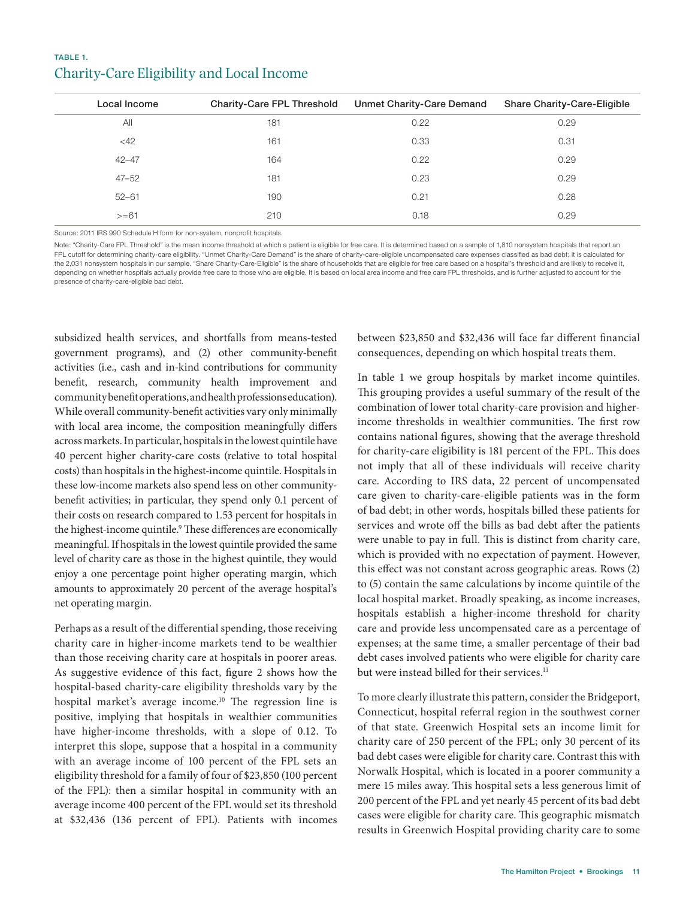TABLE 1.

## Charity-Care Eligibility and Local Income

| Local Income | Charity-Care FPL Threshold | Unmet Charity-Care Demand | Share Charity-Care-Eligible |
|---|---|---|---|
| All | 181 | 0.22 | 0.29 |
| <42 | 161 | 0.33 | 0.31 |
| 42–47 | 164 | 0.22 | 0.29 |
| 47–52 | 181 | 0.23 | 0.29 |
| 52–61 | 190 | 0.21 | 0.28 |
| >=61 | 210 | 0.18 | 0.29 |

Source: 2011 IRS 990 Schedule H form for non-system, nonprofit hospitals.

Note: "Charity-Care FPL Threshold" is the mean income threshold at which a patient is eligible for free care. It is determined based on a sample of 1,810 nonsystem hospitals that report an FPL cutoff for determining charity-care eligibility. "Unmet Charity-Care Demand" is the share of charity-care-eligible uncompensated care expenses classified as bad debt; it is calculated for the 2,031 nonsystem hospitals in our sample. "Share Charity-Care-Eligible" is the share of households that are eligible for free care based on a hospital's threshold and are likely to receive it, depending on whether hospitals actually provide free care to those who are eligible. It is based on local area income and free care FPL thresholds, and is further adjusted to account for the presence of charity-care-eligible bad debt.

subsidized health services, and shortfalls from means-tested government programs), and (2) other community-benefit activities (i.e., cash and in-kind contributions for community benefit, research, community health improvement and community benefit operations, and health professions education). While overall community-benefit activities vary only minimally with local area income, the composition meaningfully differs across markets. In particular, hospitals in the lowest quintile have 40 percent higher charity-care costs (relative to total hospital costs) than hospitals in the highest-income quintile. Hospitals in these low-income markets also spend less on other community-benefit activities; in particular, they spend only 0.1 percent of their costs on research compared to 1.53 percent for hospitals in the highest-income quintile.[9] These differences are economically meaningful. If hospitals in the lowest quintile provided the same level of charity care as those in the highest quintile, they would enjoy a one percentage point higher operating margin, which amounts to approximately 20 percent of the average hospital's net operating margin.

Perhaps as a result of the differential spending, those receiving charity care in higher-income markets tend to be wealthier than those receiving charity care at hospitals in poorer areas. As suggestive evidence of this fact, figure 2 shows how the hospital-based charity-care eligibility thresholds vary by the hospital market's average income.[10] The regression line is positive, implying that hospitals in wealthier communities have higher-income thresholds, with a slope of 0.12. To interpret this slope, suppose that a hospital in a community with an average income of 100 percent of the FPL sets an eligibility threshold for a family of four of $23,850 (100 percent of the FPL): then a similar hospital in community with an average income 400 percent of the FPL would set its threshold at $32,436 (136 percent of FPL). Patients with incomes between $23,850 and $32,436 will face far different financial consequences, depending on which hospital treats them.

In table 1 we group hospitals by market income quintiles. This grouping provides a useful summary of the result of the combination of lower total charity-care provision and higher-income thresholds in wealthier communities. The first row contains national figures, showing that the average threshold for charity-care eligibility is 181 percent of the FPL. This does not imply that all of these individuals will receive charity care. According to IRS data, 22 percent of uncompensated care given to charity-care-eligible patients was in the form of bad debt; in other words, hospitals billed these patients for services and wrote off the bills as bad debt after the patients were unable to pay in full. This is distinct from charity care, which is provided with no expectation of payment. However, this effect was not constant across geographic areas. Rows (2) to (5) contain the same calculations by income quintile of the local hospital market. Broadly speaking, as income increases, hospitals establish a higher-income threshold for charity care and provide less uncompensated care as a percentage of expenses; at the same time, a smaller percentage of their bad debt cases involved patients who were eligible for charity care but were instead billed for their services.[11]

To more clearly illustrate this pattern, consider the Bridgeport, Connecticut, hospital referral region in the southwest corner of that state. Greenwich Hospital sets an income limit for charity care of 250 percent of the FPL; only 30 percent of its bad debt cases were eligible for charity care. Contrast this with Norwalk Hospital, which is located in a poorer community a mere 15 miles away. This hospital sets a less generous limit of 200 percent of the FPL and yet nearly 45 percent of its bad debt cases were eligible for charity care. This geographic mismatch results in Greenwich Hospital providing charity care to some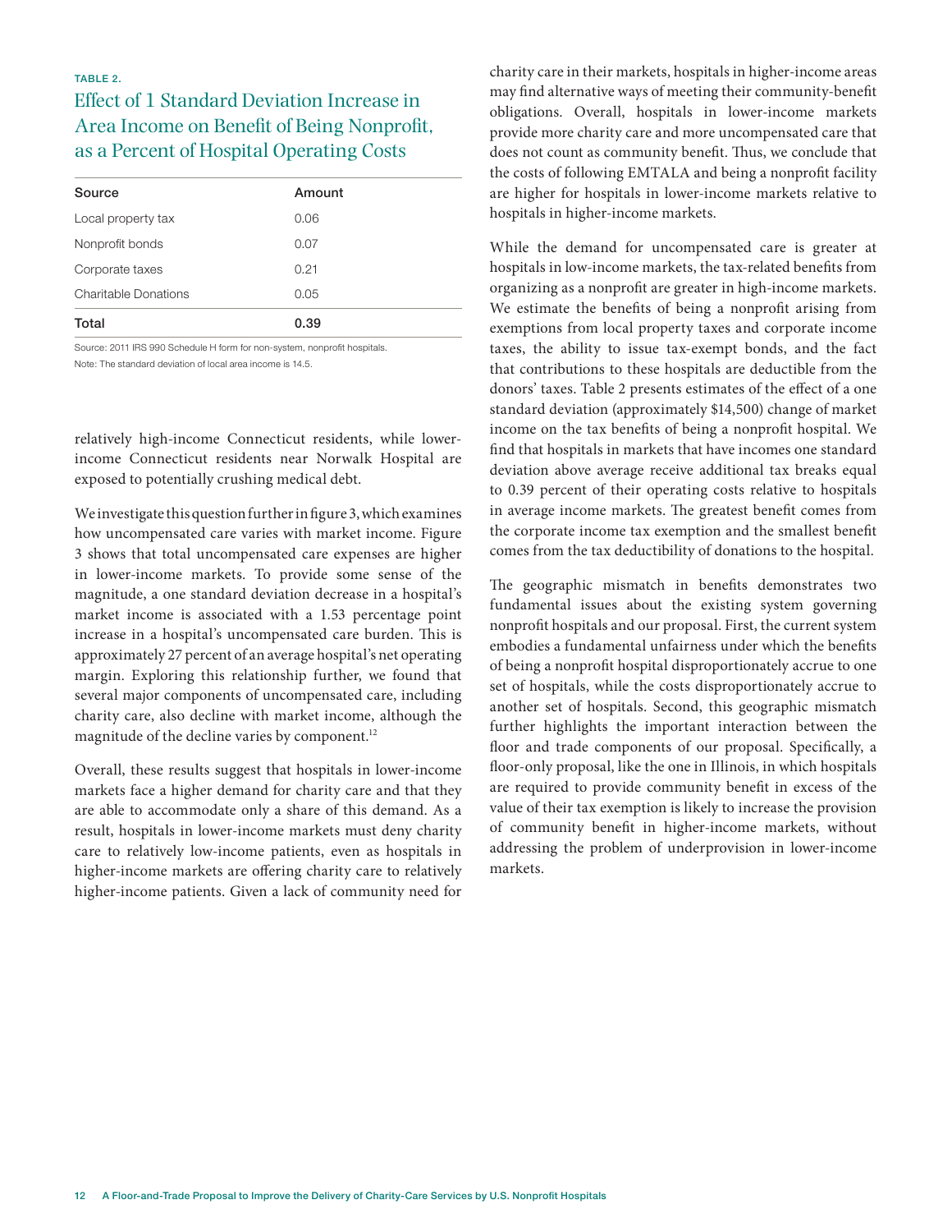TABLE 2.

### Effect of 1 Standard Deviation Increase in Area Income on Benefit of Being Nonprofit, as a Percent of Hospital Operating Costs

| Source | Amount |
| --- | --- |
| Local property tax | 0.06 |
| Nonprofit bonds | 0.07 |
| Corporate taxes | 0.21 |
| Charitable Donations | 0.05 |
| **Total** | **0.39** |

Source: 2011 IRS 990 Schedule H form for non-system, nonprofit hospitals.

Note: The standard deviation of local area income is 14.5.

relatively high-income Connecticut residents, while lower-income Connecticut residents near Norwalk Hospital are exposed to potentially crushing medical debt.

We investigate this question further in figure 3, which examines how uncompensated care varies with market income. Figure 3 shows that total uncompensated care expenses are higher in lower-income markets. To provide some sense of the magnitude, a one standard deviation decrease in a hospital's market income is associated with a 1.53 percentage point increase in a hospital's uncompensated care burden. This is approximately 27 percent of an average hospital's net operating margin. Exploring this relationship further, we found that several major components of uncompensated care, including charity care, also decline with market income, although the magnitude of the decline varies by component.[12]

Overall, these results suggest that hospitals in lower-income markets face a higher demand for charity care and that they are able to accommodate only a share of this demand. As a result, hospitals in lower-income markets must deny charity care to relatively low-income patients, even as hospitals in higher-income markets are offering charity care to relatively higher-income patients. Given a lack of community need for charity care in their markets, hospitals in higher-income areas may find alternative ways of meeting their community-benefit obligations. Overall, hospitals in lower-income markets provide more charity care and more uncompensated care that does not count as community benefit. Thus, we conclude that the costs of following EMTALA and being a nonprofit facility are higher for hospitals in lower-income markets relative to hospitals in higher-income markets.

While the demand for uncompensated care is greater at hospitals in low-income markets, the tax-related benefits from organizing as a nonprofit are greater in high-income markets. We estimate the benefits of being a nonprofit arising from exemptions from local property taxes and corporate income taxes, the ability to issue tax-exempt bonds, and the fact that contributions to these hospitals are deductible from the donors' taxes. Table 2 presents estimates of the effect of a one standard deviation (approximately $14,500) change of market income on the tax benefits of being a nonprofit hospital. We find that hospitals in markets that have incomes one standard deviation above average receive additional tax breaks equal to 0.39 percent of their operating costs relative to hospitals in average income markets. The greatest benefit comes from the corporate income tax exemption and the smallest benefit comes from the tax deductibility of donations to the hospital.

The geographic mismatch in benefits demonstrates two fundamental issues about the existing system governing nonprofit hospitals and our proposal. First, the current system embodies a fundamental unfairness under which the benefits of being a nonprofit hospital disproportionately accrue to one set of hospitals, while the costs disproportionately accrue to another set of hospitals. Second, this geographic mismatch further highlights the important interaction between the floor and trade components of our proposal. Specifically, a floor-only proposal, like the one in Illinois, in which hospitals are required to provide community benefit in excess of the value of their tax exemption is likely to increase the provision of community benefit in higher-income markets, without addressing the problem of underprovision in lower-income markets.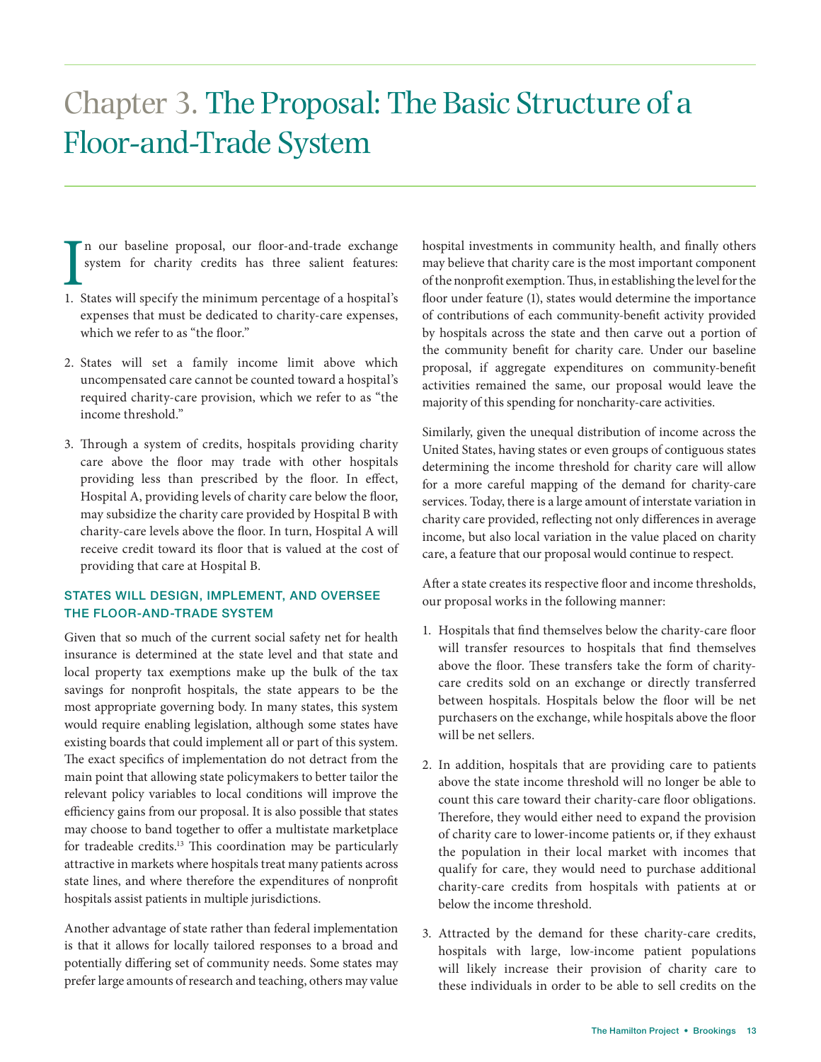# Chapter 3. The Proposal: The Basic Structure of a Floor-and-Trade System

In our baseline proposal, our floor-and-trade exchange system for charity credits has three salient features:

1. States will specify the minimum percentage of a hospital's expenses that must be dedicated to charity-care expenses, which we refer to as "the floor."

2. States will set a family income limit above which uncompensated care cannot be counted toward a hospital's required charity-care provision, which we refer to as "the income threshold."

3. Through a system of credits, hospitals providing charity care above the floor may trade with other hospitals providing less than prescribed by the floor. In effect, Hospital A, providing levels of charity care below the floor, may subsidize the charity care provided by Hospital B with charity-care levels above the floor. In turn, Hospital A will receive credit toward its floor that is valued at the cost of providing that care at Hospital B.

## STATES WILL DESIGN, IMPLEMENT, AND OVERSEE THE FLOOR-AND-TRADE SYSTEM

Given that so much of the current social safety net for health insurance is determined at the state level and that state and local property tax exemptions make up the bulk of the tax savings for nonprofit hospitals, the state appears to be the most appropriate governing body. In many states, this system would require enabling legislation, although some states have existing boards that could implement all or part of this system. The exact specifics of implementation do not detract from the main point that allowing state policymakers to better tailor the relevant policy variables to local conditions will improve the efficiency gains from our proposal. It is also possible that states may choose to band together to offer a multistate marketplace for tradeable credits.[13] This coordination may be particularly attractive in markets where hospitals treat many patients across state lines, and where therefore the expenditures of nonprofit hospitals assist patients in multiple jurisdictions.

Another advantage of state rather than federal implementation is that it allows for locally tailored responses to a broad and potentially differing set of community needs. Some states may prefer large amounts of research and teaching, others may value hospital investments in community health, and finally others may believe that charity care is the most important component of the nonprofit exemption. Thus, in establishing the level for the floor under feature (1), states would determine the importance of contributions of each community-benefit activity provided by hospitals across the state and then carve out a portion of the community benefit for charity care. Under our baseline proposal, if aggregate expenditures on community-benefit activities remained the same, our proposal would leave the majority of this spending for noncharity-care activities.

Similarly, given the unequal distribution of income across the United States, having states or even groups of contiguous states determining the income threshold for charity care will allow for a more careful mapping of the demand for charity-care services. Today, there is a large amount of interstate variation in charity care provided, reflecting not only differences in average income, but also local variation in the value placed on charity care, a feature that our proposal would continue to respect.

After a state creates its respective floor and income thresholds, our proposal works in the following manner:

1. Hospitals that find themselves below the charity-care floor will transfer resources to hospitals that find themselves above the floor. These transfers take the form of charity-care credits sold on an exchange or directly transferred between hospitals. Hospitals below the floor will be net purchasers on the exchange, while hospitals above the floor will be net sellers.

2. In addition, hospitals that are providing care to patients above the state income threshold will no longer be able to count this care toward their charity-care floor obligations. Therefore, they would either need to expand the provision of charity care to lower-income patients or, if they exhaust the population in their local market with incomes that qualify for care, they would need to purchase additional charity-care credits from hospitals with patients at or below the income threshold.

3. Attracted by the demand for these charity-care credits, hospitals with large, low-income patient populations will likely increase their provision of charity care to these individuals in order to be able to sell credits on the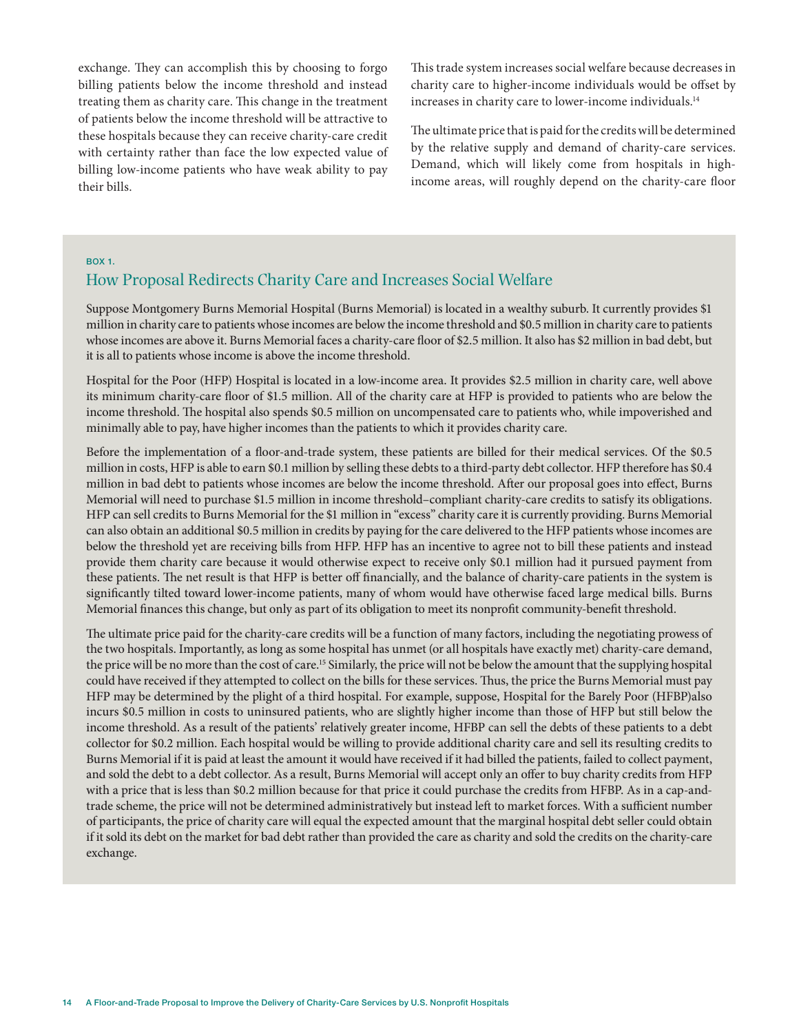exchange. They can accomplish this by choosing to forgo billing patients below the income threshold and instead treating them as charity care. This change in the treatment of patients below the income threshold will be attractive to these hospitals because they can receive charity-care credit with certainty rather than face the low expected value of billing low-income patients who have weak ability to pay their bills.

This trade system increases social welfare because decreases in charity care to higher-income individuals would be offset by increases in charity care to lower-income individuals.[14]

The ultimate price that is paid for the credits will be determined by the relative supply and demand of charity-care services. Demand, which will likely come from hospitals in high-income areas, will roughly depend on the charity-care floor

BOX 1.

## How Proposal Redirects Charity Care and Increases Social Welfare

Suppose Montgomery Burns Memorial Hospital (Burns Memorial) is located in a wealthy suburb. It currently provides $1 million in charity care to patients whose incomes are below the income threshold and $0.5 million in charity care to patients whose incomes are above it. Burns Memorial faces a charity-care floor of $2.5 million. It also has $2 million in bad debt, but it is all to patients whose income is above the income threshold.

Hospital for the Poor (HFP) Hospital is located in a low-income area. It provides $2.5 million in charity care, well above its minimum charity-care floor of $1.5 million. All of the charity care at HFP is provided to patients who are below the income threshold. The hospital also spends $0.5 million on uncompensated care to patients who, while impoverished and minimally able to pay, have higher incomes than the patients to which it provides charity care.

Before the implementation of a floor-and-trade system, these patients are billed for their medical services. Of the $0.5 million in costs, HFP is able to earn $0.1 million by selling these debts to a third-party debt collector. HFP therefore has $0.4 million in bad debt to patients whose incomes are below the income threshold. After our proposal goes into effect, Burns Memorial will need to purchase $1.5 million in income threshold–compliant charity-care credits to satisfy its obligations. HFP can sell credits to Burns Memorial for the $1 million in "excess" charity care it is currently providing. Burns Memorial can also obtain an additional $0.5 million in credits by paying for the care delivered to the HFP patients whose incomes are below the threshold yet are receiving bills from HFP. HFP has an incentive to agree not to bill these patients and instead provide them charity care because it would otherwise expect to receive only $0.1 million had it pursued payment from these patients. The net result is that HFP is better off financially, and the balance of charity-care patients in the system is significantly tilted toward lower-income patients, many of whom would have otherwise faced large medical bills. Burns Memorial finances this change, but only as part of its obligation to meet its nonprofit community-benefit threshold.

The ultimate price paid for the charity-care credits will be a function of many factors, including the negotiating prowess of the two hospitals. Importantly, as long as some hospital has unmet (or all hospitals have exactly met) charity-care demand, the price will be no more than the cost of care.[15] Similarly, the price will not be below the amount that the supplying hospital could have received if they attempted to collect on the bills for these services. Thus, the price the Burns Memorial must pay HFP may be determined by the plight of a third hospital. For example, suppose, Hospital for the Barely Poor (HFBP)also incurs $0.5 million in costs to uninsured patients, who are slightly higher income than those of HFP but still below the income threshold. As a result of the patients' relatively greater income, HFBP can sell the debts of these patients to a debt collector for $0.2 million. Each hospital would be willing to provide additional charity care and sell its resulting credits to Burns Memorial if it is paid at least the amount it would have received if it had billed the patients, failed to collect payment, and sold the debt to a debt collector. As a result, Burns Memorial will accept only an offer to buy charity credits from HFP with a price that is less than $0.2 million because for that price it could purchase the credits from HFBP. As in a cap-and-trade scheme, the price will not be determined administratively but instead left to market forces. With a sufficient number of participants, the price of charity care will equal the expected amount that the marginal hospital debt seller could obtain if it sold its debt on the market for bad debt rather than provided the care as charity and sold the credits on the charity-care exchange.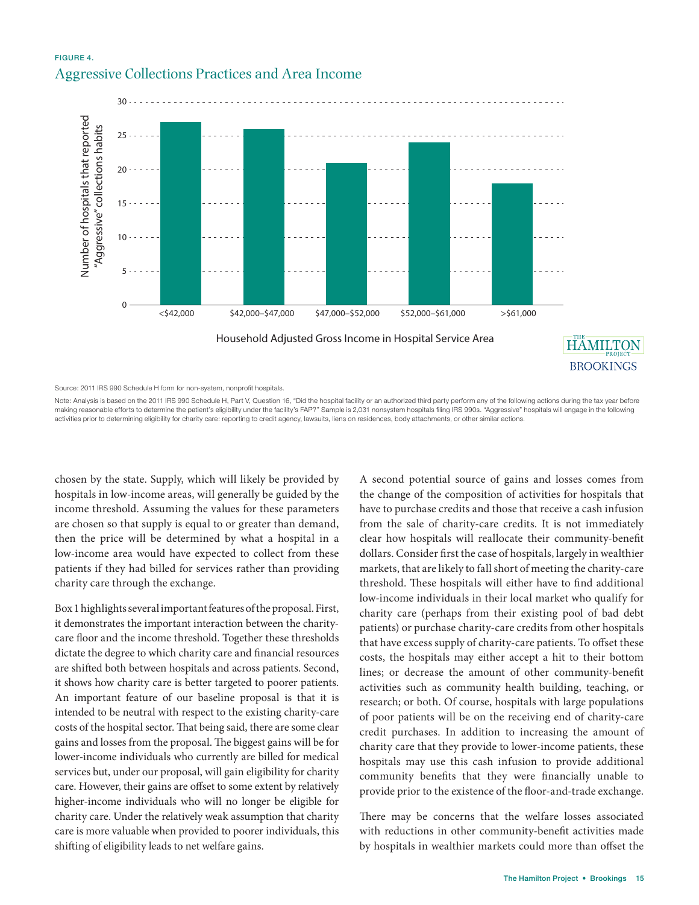FIGURE 4.

## Aggressive Collections Practices and Area Income

| Household Adjusted Gross Income in Hospital Service Area | Number of hospitals that reported "Aggressive" collections habits |
| --- | --- |
| <$42,000 | 27 |
| $42,000–$47,000 | 26 |
| $47,000–$52,000 | 21 |
| $52,000–$61,000 | 24 |
| >$61,000 | 18 |

Source: 2011 IRS 990 Schedule H form for non-system, nonprofit hospitals.

Note: Analysis is based on the 2011 IRS 990 Schedule H, Part V, Question 16, "Did the hospital facility or an authorized third party perform any of the following actions during the tax year before making reasonable efforts to determine the patient's eligibility under the facility's FAP?" Sample is 2,031 nonsystem hospitals filing IRS 990s. "Aggressive" hospitals will engage in the following activities prior to determining eligibility for charity care: reporting to credit agency, lawsuits, liens on residences, body attachments, or other similar actions.

chosen by the state. Supply, which will likely be provided by hospitals in low-income areas, will generally be guided by the income threshold. Assuming the values for these parameters are chosen so that supply is equal to or greater than demand, then the price will be determined by what a hospital in a low-income area would have expected to collect from these patients if they had billed for services rather than providing charity care through the exchange.

Box 1 highlights several important features of the proposal. First, it demonstrates the important interaction between the charity-care floor and the income threshold. Together these thresholds dictate the degree to which charity care and financial resources are shifted both between hospitals and across patients. Second, it shows how charity care is better targeted to poorer patients. An important feature of our baseline proposal is that it is intended to be neutral with respect to the existing charity-care costs of the hospital sector. That being said, there are some clear gains and losses from the proposal. The biggest gains will be for lower-income individuals who currently are billed for medical services but, under our proposal, will gain eligibility for charity care. However, their gains are offset to some extent by relatively higher-income individuals who will no longer be eligible for charity care. Under the relatively weak assumption that charity care is more valuable when provided to poorer individuals, this shifting of eligibility leads to net welfare gains.

A second potential source of gains and losses comes from the change of the composition of activities for hospitals that have to purchase credits and those that receive a cash infusion from the sale of charity-care credits. It is not immediately clear how hospitals will reallocate their community-benefit dollars. Consider first the case of hospitals, largely in wealthier markets, that are likely to fall short of meeting the charity-care threshold. These hospitals will either have to find additional low-income individuals in their local market who qualify for charity care (perhaps from their existing pool of bad debt patients) or purchase charity-care credits from other hospitals that have excess supply of charity-care patients. To offset these costs, the hospitals may either accept a hit to their bottom lines; or decrease the amount of other community-benefit activities such as community health building, teaching, or research; or both. Of course, hospitals with large populations of poor patients will be on the receiving end of charity-care credit purchases. In addition to increasing the amount of charity care that they provide to lower-income patients, these hospitals may use this cash infusion to provide additional community benefits that they were financially unable to provide prior to the existence of the floor-and-trade exchange.

There may be concerns that the welfare losses associated with reductions in other community-benefit activities made by hospitals in wealthier markets could more than offset the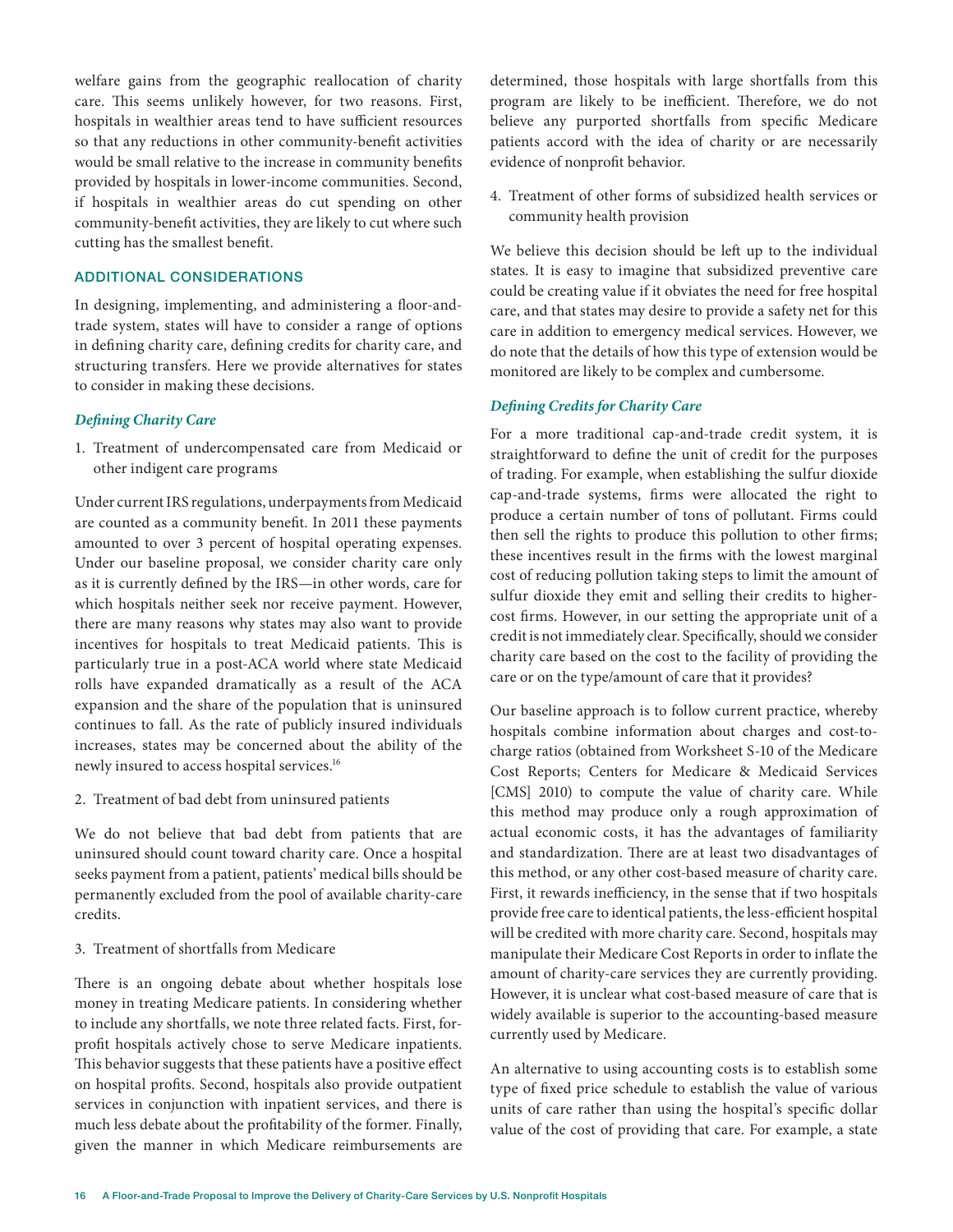welfare gains from the geographic reallocation of charity care. This seems unlikely however, for two reasons. First, hospitals in wealthier areas tend to have sufficient resources so that any reductions in other community-benefit activities would be small relative to the increase in community benefits provided by hospitals in lower-income communities. Second, if hospitals in wealthier areas do cut spending on other community-benefit activities, they are likely to cut where such cutting has the smallest benefit.

## ADDITIONAL CONSIDERATIONS

In designing, implementing, and administering a floor-and-trade system, states will have to consider a range of options in defining charity care, defining credits for charity care, and structuring transfers. Here we provide alternatives for states to consider in making these decisions.

### *Defining Charity Care*

1. Treatment of undercompensated care from Medicaid or other indigent care programs

Under current IRS regulations, underpayments from Medicaid are counted as a community benefit. In 2011 these payments amounted to over 3 percent of hospital operating expenses. Under our baseline proposal, we consider charity care only as it is currently defined by the IRS—in other words, care for which hospitals neither seek nor receive payment. However, there are many reasons why states may also want to provide incentives for hospitals to treat Medicaid patients. This is particularly true in a post-ACA world where state Medicaid rolls have expanded dramatically as a result of the ACA expansion and the share of the population that is uninsured continues to fall. As the rate of publicly insured individuals increases, states may be concerned about the ability of the newly insured to access hospital services.[16]

2. Treatment of bad debt from uninsured patients

We do not believe that bad debt from patients that are uninsured should count toward charity care. Once a hospital seeks payment from a patient, patients' medical bills should be permanently excluded from the pool of available charity-care credits.

3. Treatment of shortfalls from Medicare

There is an ongoing debate about whether hospitals lose money in treating Medicare patients. In considering whether to include any shortfalls, we note three related facts. First, for-profit hospitals actively chose to serve Medicare inpatients. This behavior suggests that these patients have a positive effect on hospital profits. Second, hospitals also provide outpatient services in conjunction with inpatient services, and there is much less debate about the profitability of the former. Finally, given the manner in which Medicare reimbursements are determined, those hospitals with large shortfalls from this program are likely to be inefficient. Therefore, we do not believe any purported shortfalls from specific Medicare patients accord with the idea of charity or are necessarily evidence of nonprofit behavior.

4. Treatment of other forms of subsidized health services or community health provision

We believe this decision should be left up to the individual states. It is easy to imagine that subsidized preventive care could be creating value if it obviates the need for free hospital care, and that states may desire to provide a safety net for this care in addition to emergency medical services. However, we do note that the details of how this type of extension would be monitored are likely to be complex and cumbersome.

### *Defining Credits for Charity Care*

For a more traditional cap-and-trade credit system, it is straightforward to define the unit of credit for the purposes of trading. For example, when establishing the sulfur dioxide cap-and-trade systems, firms were allocated the right to produce a certain number of tons of pollutant. Firms could then sell the rights to produce this pollution to other firms; these incentives result in the firms with the lowest marginal cost of reducing pollution taking steps to limit the amount of sulfur dioxide they emit and selling their credits to higher-cost firms. However, in our setting the appropriate unit of a credit is not immediately clear. Specifically, should we consider charity care based on the cost to the facility of providing the care or on the type/amount of care that it provides?

Our baseline approach is to follow current practice, whereby hospitals combine information about charges and cost-to-charge ratios (obtained from Worksheet S-10 of the Medicare Cost Reports; Centers for Medicare & Medicaid Services [CMS] 2010) to compute the value of charity care. While this method may produce only a rough approximation of actual economic costs, it has the advantages of familiarity and standardization. There are at least two disadvantages of this method, or any other cost-based measure of charity care. First, it rewards inefficiency, in the sense that if two hospitals provide free care to identical patients, the less-efficient hospital will be credited with more charity care. Second, hospitals may manipulate their Medicare Cost Reports in order to inflate the amount of charity-care services they are currently providing. However, it is unclear what cost-based measure of care that is widely available is superior to the accounting-based measure currently used by Medicare.

An alternative to using accounting costs is to establish some type of fixed price schedule to establish the value of various units of care rather than using the hospital's specific dollar value of the cost of providing that care. For example, a state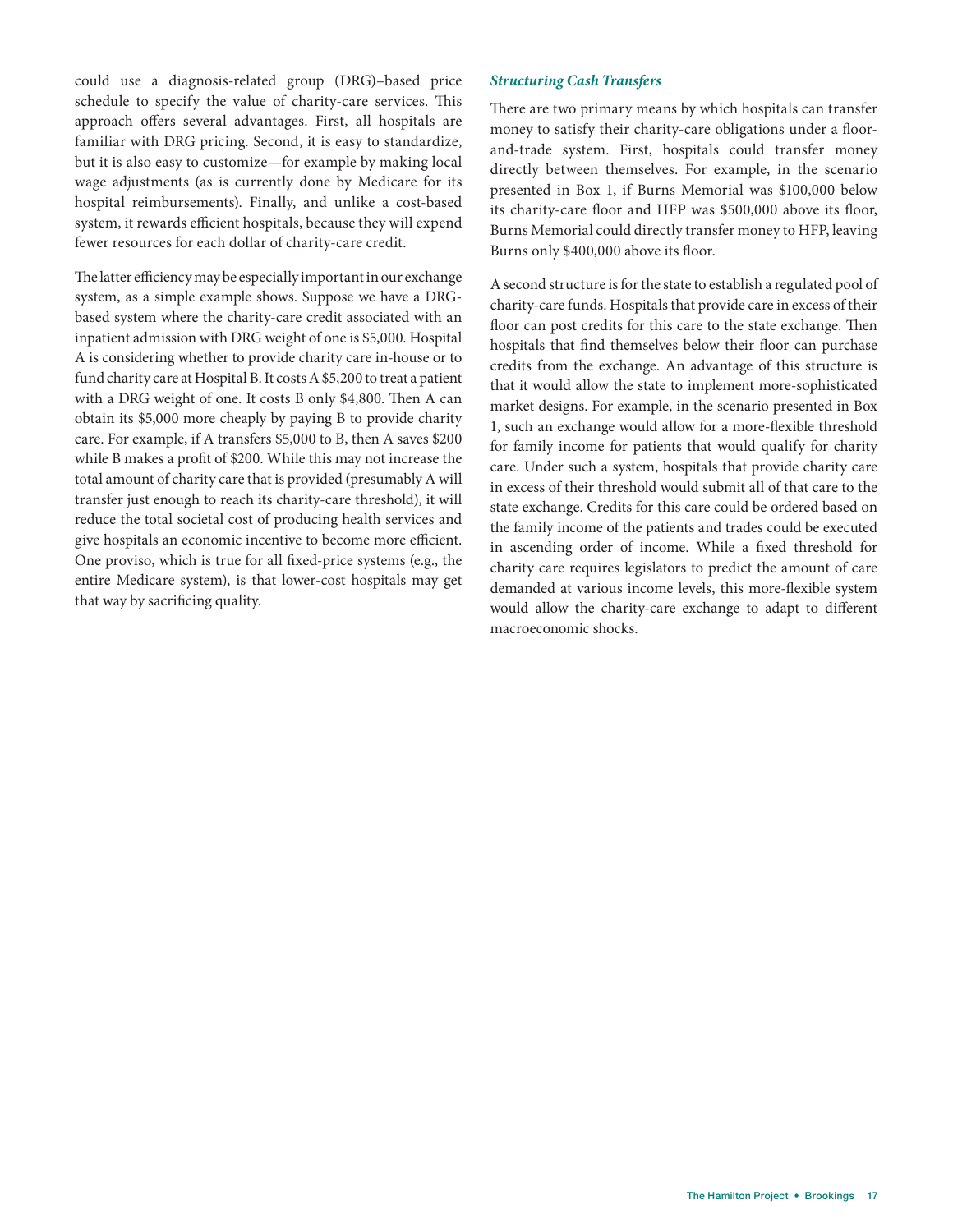could use a diagnosis-related group (DRG)–based price schedule to specify the value of charity-care services. This approach offers several advantages. First, all hospitals are familiar with DRG pricing. Second, it is easy to standardize, but it is also easy to customize—for example by making local wage adjustments (as is currently done by Medicare for its hospital reimbursements). Finally, and unlike a cost-based system, it rewards efficient hospitals, because they will expend fewer resources for each dollar of charity-care credit.

The latter efficiency may be especially important in our exchange system, as a simple example shows. Suppose we have a DRG-based system where the charity-care credit associated with an inpatient admission with DRG weight of one is $5,000. Hospital A is considering whether to provide charity care in-house or to fund charity care at Hospital B. It costs A $5,200 to treat a patient with a DRG weight of one. It costs B only $4,800. Then A can obtain its $5,000 more cheaply by paying B to provide charity care. For example, if A transfers $5,000 to B, then A saves $200 while B makes a profit of $200. While this may not increase the total amount of charity care that is provided (presumably A will transfer just enough to reach its charity-care threshold), it will reduce the total societal cost of producing health services and give hospitals an economic incentive to become more efficient. One proviso, which is true for all fixed-price systems (e.g., the entire Medicare system), is that lower-cost hospitals may get that way by sacrificing quality.

### *Structuring Cash Transfers*

There are two primary means by which hospitals can transfer money to satisfy their charity-care obligations under a floor-and-trade system. First, hospitals could transfer money directly between themselves. For example, in the scenario presented in Box 1, if Burns Memorial was $100,000 below its charity-care floor and HFP was $500,000 above its floor, Burns Memorial could directly transfer money to HFP, leaving Burns only $400,000 above its floor.

A second structure is for the state to establish a regulated pool of charity-care funds. Hospitals that provide care in excess of their floor can post credits for this care to the state exchange. Then hospitals that find themselves below their floor can purchase credits from the exchange. An advantage of this structure is that it would allow the state to implement more-sophisticated market designs. For example, in the scenario presented in Box 1, such an exchange would allow for a more-flexible threshold for family income for patients that would qualify for charity care. Under such a system, hospitals that provide charity care in excess of their threshold would submit all of that care to the state exchange. Credits for this care could be ordered based on the family income of the patients and trades could be executed in ascending order of income. While a fixed threshold for charity care requires legislators to predict the amount of care demanded at various income levels, this more-flexible system would allow the charity-care exchange to adapt to different macroeconomic shocks.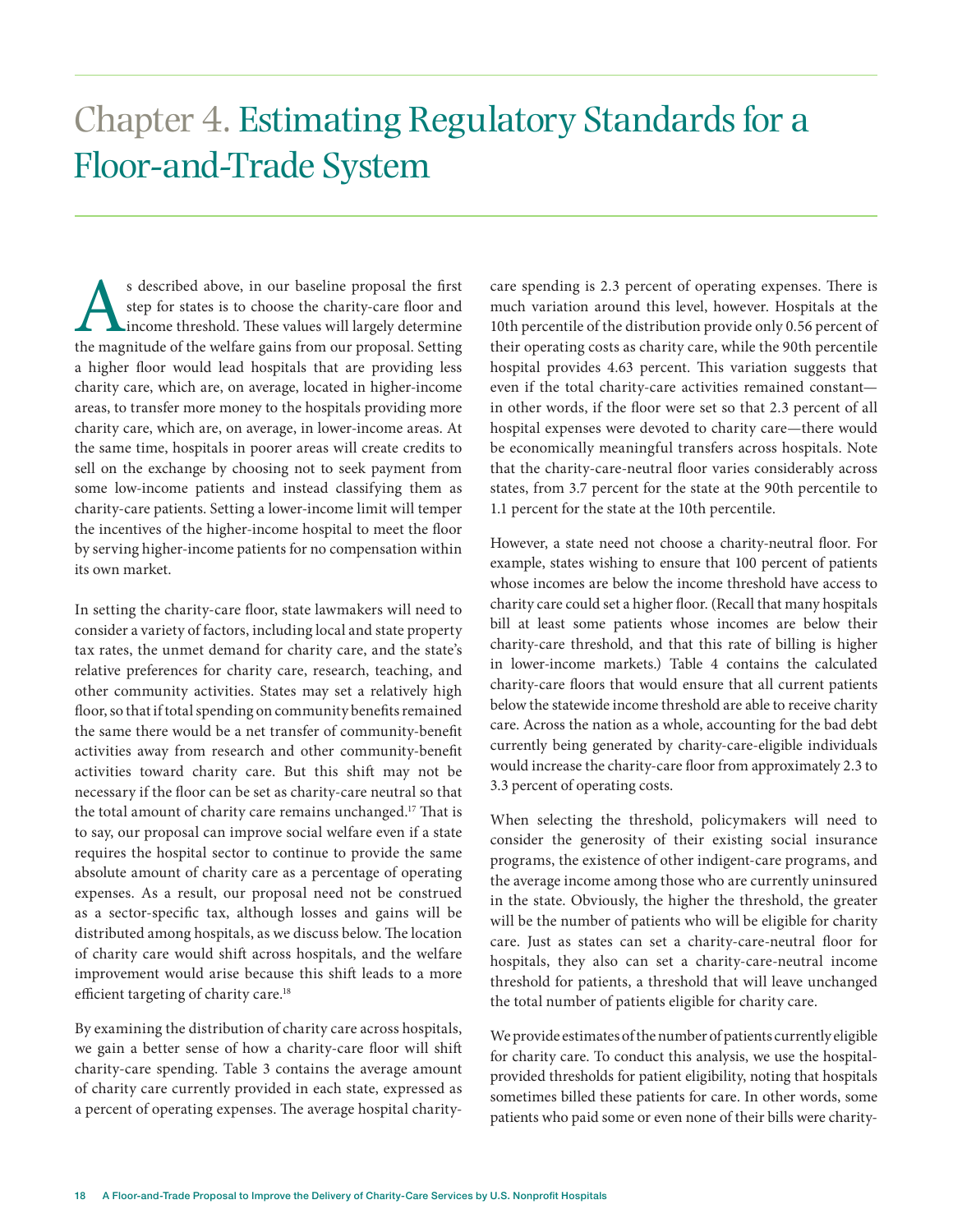# Chapter 4. Estimating Regulatory Standards for a Floor-and-Trade System

As described above, in our baseline proposal the first step for states is to choose the charity-care floor and income threshold. These values will largely determine the magnitude of the welfare gains from our proposal. Setting a higher floor would lead hospitals that are providing less charity care, which are, on average, located in higher-income areas, to transfer more money to the hospitals providing more charity care, which are, on average, in lower-income areas. At the same time, hospitals in poorer areas will create credits to sell on the exchange by choosing not to seek payment from some low-income patients and instead classifying them as charity-care patients. Setting a lower-income limit will temper the incentives of the higher-income hospital to meet the floor by serving higher-income patients for no compensation within its own market.

In setting the charity-care floor, state lawmakers will need to consider a variety of factors, including local and state property tax rates, the unmet demand for charity care, and the state's relative preferences for charity care, research, teaching, and other community activities. States may set a relatively high floor, so that if total spending on community benefits remained the same there would be a net transfer of community-benefit activities away from research and other community-benefit activities toward charity care. But this shift may not be necessary if the floor can be set as charity-care neutral so that the total amount of charity care remains unchanged.[17] That is to say, our proposal can improve social welfare even if a state requires the hospital sector to continue to provide the same absolute amount of charity care as a percentage of operating expenses. As a result, our proposal need not be construed as a sector-specific tax, although losses and gains will be distributed among hospitals, as we discuss below. The location of charity care would shift across hospitals, and the welfare improvement would arise because this shift leads to a more efficient targeting of charity care.[18]

By examining the distribution of charity care across hospitals, we gain a better sense of how a charity-care floor will shift charity-care spending. Table 3 contains the average amount of charity care currently provided in each state, expressed as a percent of operating expenses. The average hospital charity-care spending is 2.3 percent of operating expenses. There is much variation around this level, however. Hospitals at the 10th percentile of the distribution provide only 0.56 percent of their operating costs as charity care, while the 90th percentile hospital provides 4.63 percent. This variation suggests that even if the total charity-care activities remained constant—in other words, if the floor were set so that 2.3 percent of all hospital expenses were devoted to charity care—there would be economically meaningful transfers across hospitals. Note that the charity-care-neutral floor varies considerably across states, from 3.7 percent for the state at the 90th percentile to 1.1 percent for the state at the 10th percentile.

However, a state need not choose a charity-neutral floor. For example, states wishing to ensure that 100 percent of patients whose incomes are below the income threshold have access to charity care could set a higher floor. (Recall that many hospitals bill at least some patients whose incomes are below their charity-care threshold, and that this rate of billing is higher in lower-income markets.) Table 4 contains the calculated charity-care floors that would ensure that all current patients below the statewide income threshold are able to receive charity care. Across the nation as a whole, accounting for the bad debt currently being generated by charity-care-eligible individuals would increase the charity-care floor from approximately 2.3 to 3.3 percent of operating costs.

When selecting the threshold, policymakers will need to consider the generosity of their existing social insurance programs, the existence of other indigent-care programs, and the average income among those who are currently uninsured in the state. Obviously, the higher the threshold, the greater will be the number of patients who will be eligible for charity care. Just as states can set a charity-care-neutral floor for hospitals, they also can set a charity-care-neutral income threshold for patients, a threshold that will leave unchanged the total number of patients eligible for charity care.

We provide estimates of the number of patients currently eligible for charity care. To conduct this analysis, we use the hospital-provided thresholds for patient eligibility, noting that hospitals sometimes billed these patients for care. In other words, some patients who paid some or even none of their bills were charity-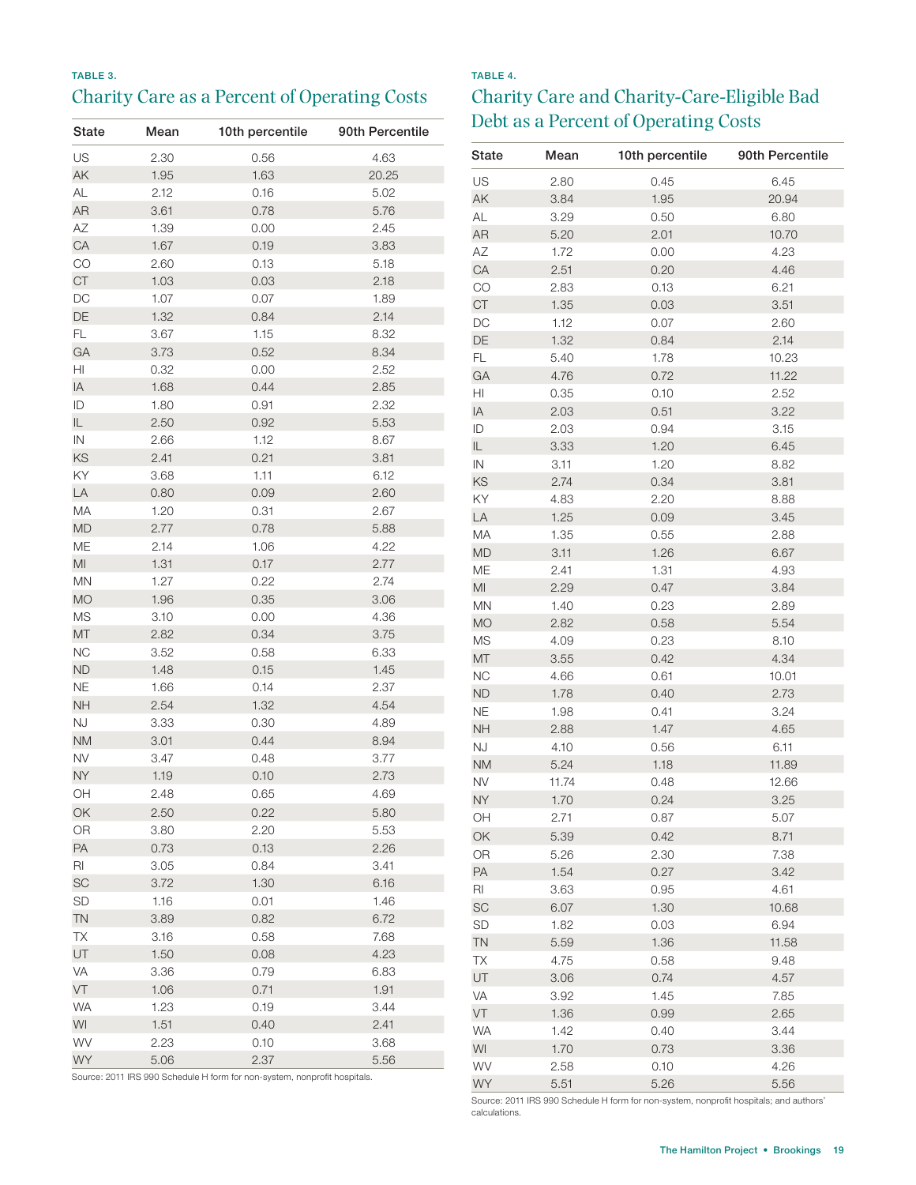TABLE 3.

## Charity Care as a Percent of Operating Costs

| State | Mean | 10th percentile | 90th Percentile |
|---|---|---|---|
| US | 2.30 | 0.56 | 4.63 |
| AK | 1.95 | 1.63 | 20.25 |
| AL | 2.12 | 0.16 | 5.02 |
| AR | 3.61 | 0.78 | 5.76 |
| AZ | 1.39 | 0.00 | 2.45 |
| CA | 1.67 | 0.19 | 3.83 |
| CO | 2.60 | 0.13 | 5.18 |
| CT | 1.03 | 0.03 | 2.18 |
| DC | 1.07 | 0.07 | 1.89 |
| DE | 1.32 | 0.84 | 2.14 |
| FL | 3.67 | 1.15 | 8.32 |
| GA | 3.73 | 0.52 | 8.34 |
| HI | 0.32 | 0.00 | 2.52 |
| IA | 1.68 | 0.44 | 2.85 |
| ID | 1.80 | 0.91 | 2.32 |
| IL | 2.50 | 0.92 | 5.53 |
| IN | 2.66 | 1.12 | 8.67 |
| KS | 2.41 | 0.21 | 3.81 |
| KY | 3.68 | 1.11 | 6.12 |
| LA | 0.80 | 0.09 | 2.60 |
| MA | 1.20 | 0.31 | 2.67 |
| MD | 2.77 | 0.78 | 5.88 |
| ME | 2.14 | 1.06 | 4.22 |
| MI | 1.31 | 0.17 | 2.77 |
| MN | 1.27 | 0.22 | 2.74 |
| MO | 1.96 | 0.35 | 3.06 |
| MS | 3.10 | 0.00 | 4.36 |
| MT | 2.82 | 0.34 | 3.75 |
| NC | 3.52 | 0.58 | 6.33 |
| ND | 1.48 | 0.15 | 1.45 |
| NE | 1.66 | 0.14 | 2.37 |
| NH | 2.54 | 1.32 | 4.54 |
| NJ | 3.33 | 0.30 | 4.89 |
| NM | 3.01 | 0.44 | 8.94 |
| NV | 3.47 | 0.48 | 3.77 |
| NY | 1.19 | 0.10 | 2.73 |
| OH | 2.48 | 0.65 | 4.69 |
| OK | 2.50 | 0.22 | 5.80 |
| OR | 3.80 | 2.20 | 5.53 |
| PA | 0.73 | 0.13 | 2.26 |
| RI | 3.05 | 0.84 | 3.41 |
| SC | 3.72 | 1.30 | 6.16 |
| SD | 1.16 | 0.01 | 1.46 |
| TN | 3.89 | 0.82 | 6.72 |
| TX | 3.16 | 0.58 | 7.68 |
| UT | 1.50 | 0.08 | 4.23 |
| VA | 3.36 | 0.79 | 6.83 |
| VT | 1.06 | 0.71 | 1.91 |
| WA | 1.23 | 0.19 | 3.44 |
| WI | 1.51 | 0.40 | 2.41 |
| WV | 2.23 | 0.10 | 3.68 |
| WY | 5.06 | 2.37 | 5.56 |

Source: 2011 IRS 990 Schedule H form for non-system, nonprofit hospitals.

TABLE 4.

## Charity Care and Charity-Care-Eligible Bad Debt as a Percent of Operating Costs

| State | Mean | 10th percentile | 90th Percentile |
|---|---|---|---|
| US | 2.80 | 0.45 | 6.45 |
| AK | 3.84 | 1.95 | 20.94 |
| AL | 3.29 | 0.50 | 6.80 |
| AR | 5.20 | 2.01 | 10.70 |
| AZ | 1.72 | 0.00 | 4.23 |
| CA | 2.51 | 0.20 | 4.46 |
| CO | 2.83 | 0.13 | 6.21 |
| CT | 1.35 | 0.03 | 3.51 |
| DC | 1.12 | 0.07 | 2.60 |
| DE | 1.32 | 0.84 | 2.14 |
| FL | 5.40 | 1.78 | 10.23 |
| GA | 4.76 | 0.72 | 11.22 |
| HI | 0.35 | 0.10 | 2.52 |
| IA | 2.03 | 0.51 | 3.22 |
| ID | 2.03 | 0.94 | 3.15 |
| IL | 3.33 | 1.20 | 6.45 |
| IN | 3.11 | 1.20 | 8.82 |
| KS | 2.74 | 0.34 | 3.81 |
| KY | 4.83 | 2.20 | 8.88 |
| LA | 1.25 | 0.09 | 3.45 |
| MA | 1.35 | 0.55 | 2.88 |
| MD | 3.11 | 1.26 | 6.67 |
| ME | 2.41 | 1.31 | 4.93 |
| MI | 2.29 | 0.47 | 3.84 |
| MN | 1.40 | 0.23 | 2.89 |
| MO | 2.82 | 0.58 | 5.54 |
| MS | 4.09 | 0.23 | 8.10 |
| MT | 3.55 | 0.42 | 4.34 |
| NC | 4.66 | 0.61 | 10.01 |
| ND | 1.78 | 0.40 | 2.73 |
| NE | 1.98 | 0.41 | 3.24 |
| NH | 2.88 | 1.47 | 4.65 |
| NJ | 4.10 | 0.56 | 6.11 |
| NM | 5.24 | 1.18 | 11.89 |
| NV | 11.74 | 0.48 | 12.66 |
| NY | 1.70 | 0.24 | 3.25 |
| OH | 2.71 | 0.87 | 5.07 |
| OK | 5.39 | 0.42 | 8.71 |
| OR | 5.26 | 2.30 | 7.38 |
| PA | 1.54 | 0.27 | 3.42 |
| RI | 3.63 | 0.95 | 4.61 |
| SC | 6.07 | 1.30 | 10.68 |
| SD | 1.82 | 0.03 | 6.94 |
| TN | 5.59 | 1.36 | 11.58 |
| TX | 4.75 | 0.58 | 9.48 |
| UT | 3.06 | 0.74 | 4.57 |
| VA | 3.92 | 1.45 | 7.85 |
| VT | 1.36 | 0.99 | 2.65 |
| WA | 1.42 | 0.40 | 3.44 |
| WI | 1.70 | 0.73 | 3.36 |
| WV | 2.58 | 0.10 | 4.26 |
| WY | 5.51 | 5.26 | 5.56 |

Source: 2011 IRS 990 Schedule H form for non-system, nonprofit hospitals; and authors' calculations.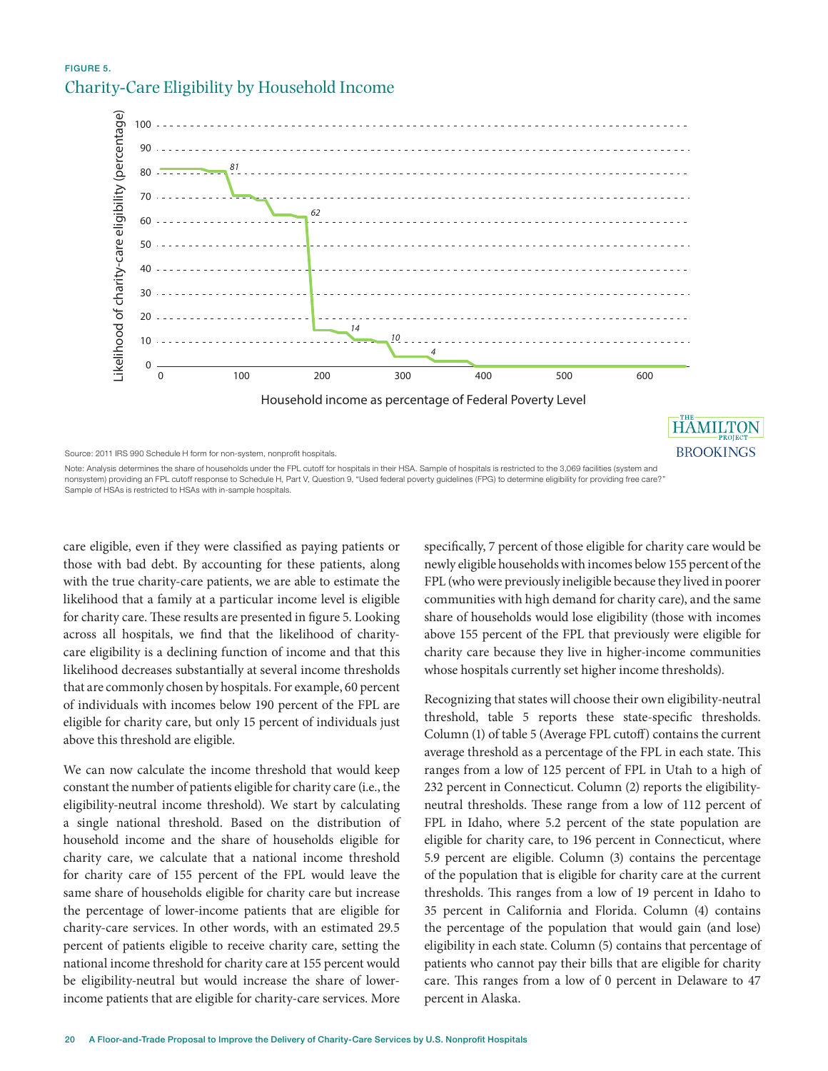FIGURE 5.

## Charity-Care Eligibility by Household Income

Source: 2011 IRS 990 Schedule H form for non-system, nonprofit hospitals.

Note: Analysis determines the share of households under the FPL cutoff for hospitals in their HSA. Sample of hospitals is restricted to the 3,069 facilities (system and nonsystem) providing an FPL cutoff response to Schedule H, Part V, Question 9, "Used federal poverty guidelines (FPG) to determine eligibility for providing free care?" Sample of HSAs is restricted to HSAs with in-sample hospitals.

care eligible, even if they were classified as paying patients or those with bad debt. By accounting for these patients, along with the true charity-care patients, we are able to estimate the likelihood that a family at a particular income level is eligible for charity care. These results are presented in figure 5. Looking across all hospitals, we find that the likelihood of charity-care eligibility is a declining function of income and that this likelihood decreases substantially at several income thresholds that are commonly chosen by hospitals. For example, 60 percent of individuals with incomes below 190 percent of the FPL are eligible for charity care, but only 15 percent of individuals just above this threshold are eligible.

We can now calculate the income threshold that would keep constant the number of patients eligible for charity care (i.e., the eligibility-neutral income threshold). We start by calculating a single national threshold. Based on the distribution of household income and the share of households eligible for charity care, we calculate that a national income threshold for charity care of 155 percent of the FPL would leave the same share of households eligible for charity care but increase the percentage of lower-income patients that are eligible for charity-care services. In other words, with an estimated 29.5 percent of patients eligible to receive charity care, setting the national income threshold for charity care at 155 percent would be eligibility-neutral but would increase the share of lower-income patients that are eligible for charity-care services. More specifically, 7 percent of those eligible for charity care would be newly eligible households with incomes below 155 percent of the FPL (who were previously ineligible because they lived in poorer communities with high demand for charity care), and the same share of households would lose eligibility (those with incomes above 155 percent of the FPL that previously were eligible for charity care because they live in higher-income communities whose hospitals currently set higher income thresholds).

Recognizing that states will choose their own eligibility-neutral threshold, table 5 reports these state-specific thresholds. Column (1) of table 5 (Average FPL cutoff) contains the current average threshold as a percentage of the FPL in each state. This ranges from a low of 125 percent of FPL in Utah to a high of 232 percent in Connecticut. Column (2) reports the eligibility-neutral thresholds. These range from a low of 112 percent of FPL in Idaho, where 5.2 percent of the state population are eligible for charity care, to 196 percent in Connecticut, where 5.9 percent are eligible. Column (3) contains the percentage of the population that is eligible for charity care at the current thresholds. This ranges from a low of 19 percent in Idaho to 35 percent in California and Florida. Column (4) contains the percentage of the population that would gain (and lose) eligibility in each state. Column (5) contains that percentage of patients who cannot pay their bills that are eligible for charity care. This ranges from a low of 0 percent in Delaware to 47 percent in Alaska.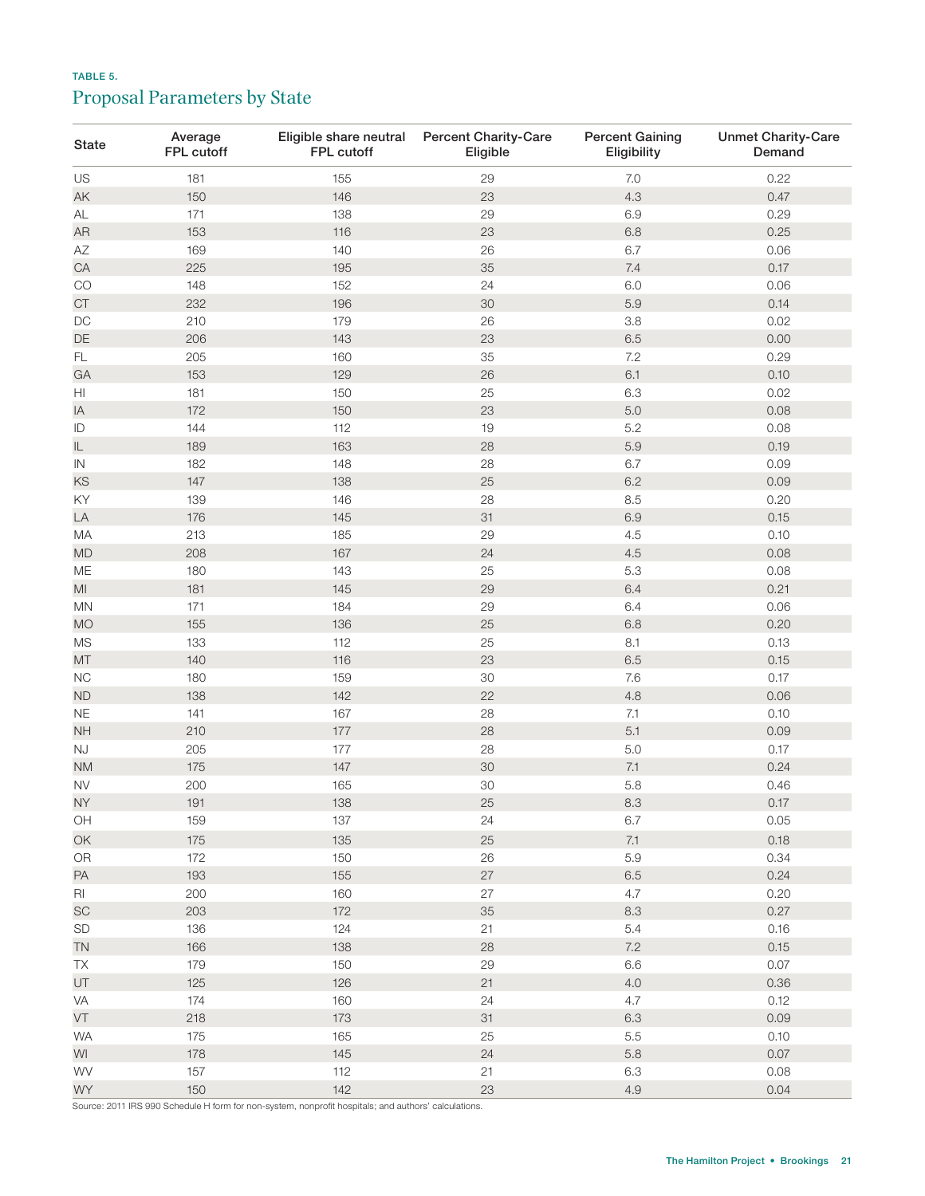TABLE 5.

## Proposal Parameters by State

| State | Average FPL cutoff | Eligible share neutral FPL cutoff | Percent Charity-Care Eligible | Percent Gaining Eligibility | Unmet Charity-Care Demand |
|---|---|---|---|---|---|
| US | 181 | 155 | 29 | 7.0 | 0.22 |
| AK | 150 | 146 | 23 | 4.3 | 0.47 |
| AL | 171 | 138 | 29 | 6.9 | 0.29 |
| AR | 153 | 116 | 23 | 6.8 | 0.25 |
| AZ | 169 | 140 | 26 | 6.7 | 0.06 |
| CA | 225 | 195 | 35 | 7.4 | 0.17 |
| CO | 148 | 152 | 24 | 6.0 | 0.06 |
| CT | 232 | 196 | 30 | 5.9 | 0.14 |
| DC | 210 | 179 | 26 | 3.8 | 0.02 |
| DE | 206 | 143 | 23 | 6.5 | 0.00 |
| FL | 205 | 160 | 35 | 7.2 | 0.29 |
| GA | 153 | 129 | 26 | 6.1 | 0.10 |
| HI | 181 | 150 | 25 | 6.3 | 0.02 |
| IA | 172 | 150 | 23 | 5.0 | 0.08 |
| ID | 144 | 112 | 19 | 5.2 | 0.08 |
| IL | 189 | 163 | 28 | 5.9 | 0.19 |
| IN | 182 | 148 | 28 | 6.7 | 0.09 |
| KS | 147 | 138 | 25 | 6.2 | 0.09 |
| KY | 139 | 146 | 28 | 8.5 | 0.20 |
| LA | 176 | 145 | 31 | 6.9 | 0.15 |
| MA | 213 | 185 | 29 | 4.5 | 0.10 |
| MD | 208 | 167 | 24 | 4.5 | 0.08 |
| ME | 180 | 143 | 25 | 5.3 | 0.08 |
| MI | 181 | 145 | 29 | 6.4 | 0.21 |
| MN | 171 | 184 | 29 | 6.4 | 0.06 |
| MO | 155 | 136 | 25 | 6.8 | 0.20 |
| MS | 133 | 112 | 25 | 8.1 | 0.13 |
| MT | 140 | 116 | 23 | 6.5 | 0.15 |
| NC | 180 | 159 | 30 | 7.6 | 0.17 |
| ND | 138 | 142 | 22 | 4.8 | 0.06 |
| NE | 141 | 167 | 28 | 7.1 | 0.10 |
| NH | 210 | 177 | 28 | 5.1 | 0.09 |
| NJ | 205 | 177 | 28 | 5.0 | 0.17 |
| NM | 175 | 147 | 30 | 7.1 | 0.24 |
| NV | 200 | 165 | 30 | 5.8 | 0.46 |
| NY | 191 | 138 | 25 | 8.3 | 0.17 |
| OH | 159 | 137 | 24 | 6.7 | 0.05 |
| OK | 175 | 135 | 25 | 7.1 | 0.18 |
| OR | 172 | 150 | 26 | 5.9 | 0.34 |
| PA | 193 | 155 | 27 | 6.5 | 0.24 |
| RI | 200 | 160 | 27 | 4.7 | 0.20 |
| SC | 203 | 172 | 35 | 8.3 | 0.27 |
| SD | 136 | 124 | 21 | 5.4 | 0.16 |
| TN | 166 | 138 | 28 | 7.2 | 0.15 |
| TX | 179 | 150 | 29 | 6.6 | 0.07 |
| UT | 125 | 126 | 21 | 4.0 | 0.36 |
| VA | 174 | 160 | 24 | 4.7 | 0.12 |
| VT | 218 | 173 | 31 | 6.3 | 0.09 |
| WA | 175 | 165 | 25 | 5.5 | 0.10 |
| WI | 178 | 145 | 24 | 5.8 | 0.07 |
| WV | 157 | 112 | 21 | 6.3 | 0.08 |
| WY | 150 | 142 | 23 | 4.9 | 0.04 |

Source: 2011 IRS 990 Schedule H form for non-system, nonprofit hospitals; and authors' calculations.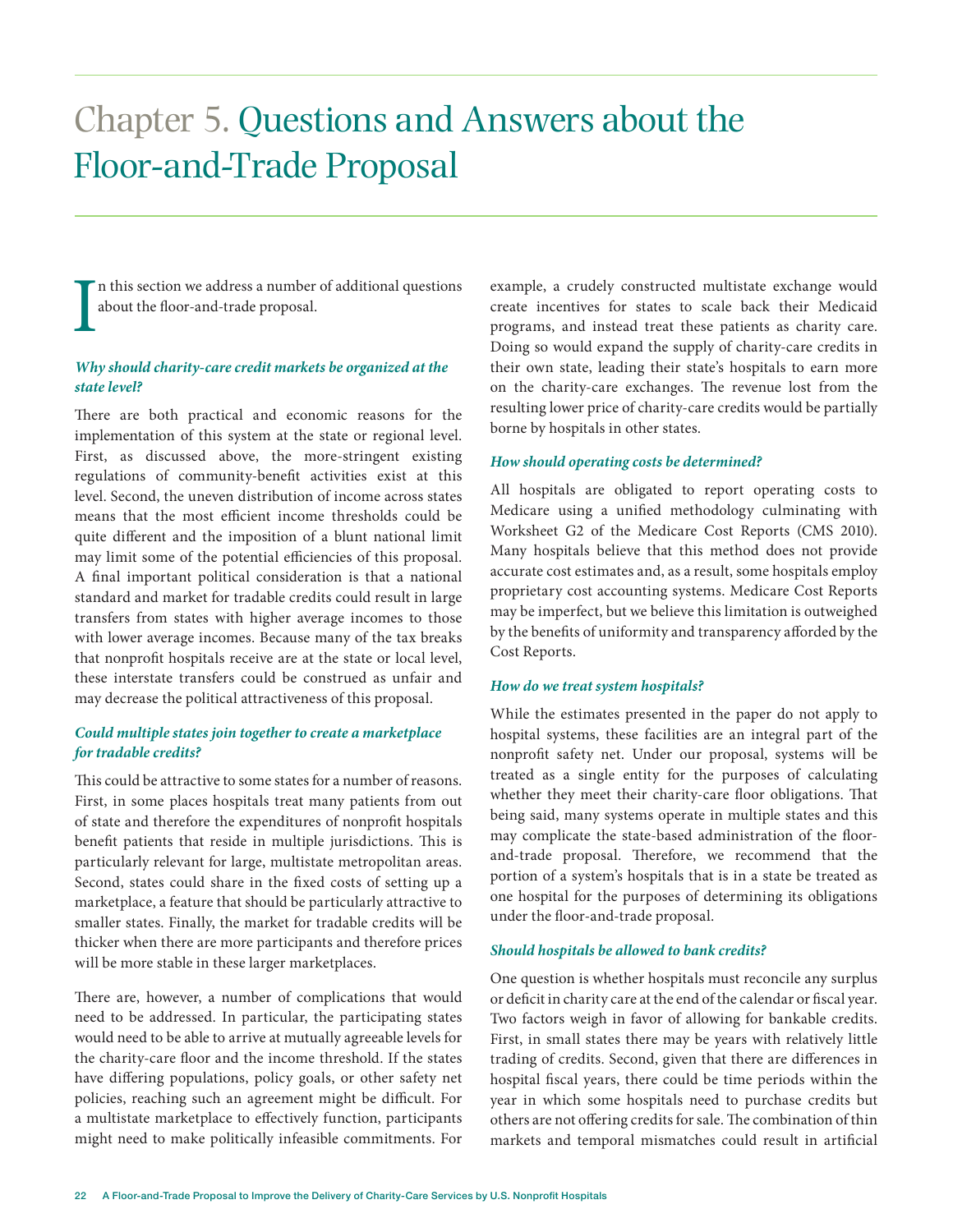# Chapter 5. Questions and Answers about the Floor-and-Trade Proposal

In this section we address a number of additional questions about the floor-and-trade proposal.

### *Why should charity-care credit markets be organized at the state level?*

There are both practical and economic reasons for the implementation of this system at the state or regional level. First, as discussed above, the more-stringent existing regulations of community-benefit activities exist at this level. Second, the uneven distribution of income across states means that the most efficient income thresholds could be quite different and the imposition of a blunt national limit may limit some of the potential efficiencies of this proposal. A final important political consideration is that a national standard and market for tradable credits could result in large transfers from states with higher average incomes to those with lower average incomes. Because many of the tax breaks that nonprofit hospitals receive are at the state or local level, these interstate transfers could be construed as unfair and may decrease the political attractiveness of this proposal.

### *Could multiple states join together to create a marketplace for tradable credits?*

This could be attractive to some states for a number of reasons. First, in some places hospitals treat many patients from out of state and therefore the expenditures of nonprofit hospitals benefit patients that reside in multiple jurisdictions. This is particularly relevant for large, multistate metropolitan areas. Second, states could share in the fixed costs of setting up a marketplace, a feature that should be particularly attractive to smaller states. Finally, the market for tradable credits will be thicker when there are more participants and therefore prices will be more stable in these larger marketplaces.

There are, however, a number of complications that would need to be addressed. In particular, the participating states would need to be able to arrive at mutually agreeable levels for the charity-care floor and the income threshold. If the states have differing populations, policy goals, or other safety net policies, reaching such an agreement might be difficult. For a multistate marketplace to effectively function, participants might need to make politically infeasible commitments. For example, a crudely constructed multistate exchange would create incentives for states to scale back their Medicaid programs, and instead treat these patients as charity care. Doing so would expand the supply of charity-care credits in their own state, leading their state's hospitals to earn more on the charity-care exchanges. The revenue lost from the resulting lower price of charity-care credits would be partially borne by hospitals in other states.

### *How should operating costs be determined?*

All hospitals are obligated to report operating costs to Medicare using a unified methodology culminating with Worksheet G2 of the Medicare Cost Reports (CMS 2010). Many hospitals believe that this method does not provide accurate cost estimates and, as a result, some hospitals employ proprietary cost accounting systems. Medicare Cost Reports may be imperfect, but we believe this limitation is outweighed by the benefits of uniformity and transparency afforded by the Cost Reports.

### *How do we treat system hospitals?*

While the estimates presented in the paper do not apply to hospital systems, these facilities are an integral part of the nonprofit safety net. Under our proposal, systems will be treated as a single entity for the purposes of calculating whether they meet their charity-care floor obligations. That being said, many systems operate in multiple states and this may complicate the state-based administration of the floor-and-trade proposal. Therefore, we recommend that the portion of a system's hospitals that is in a state be treated as one hospital for the purposes of determining its obligations under the floor-and-trade proposal.

### *Should hospitals be allowed to bank credits?*

One question is whether hospitals must reconcile any surplus or deficit in charity care at the end of the calendar or fiscal year. Two factors weigh in favor of allowing for bankable credits. First, in small states there may be years with relatively little trading of credits. Second, given that there are differences in hospital fiscal years, there could be time periods within the year in which some hospitals need to purchase credits but others are not offering credits for sale. The combination of thin markets and temporal mismatches could result in artificial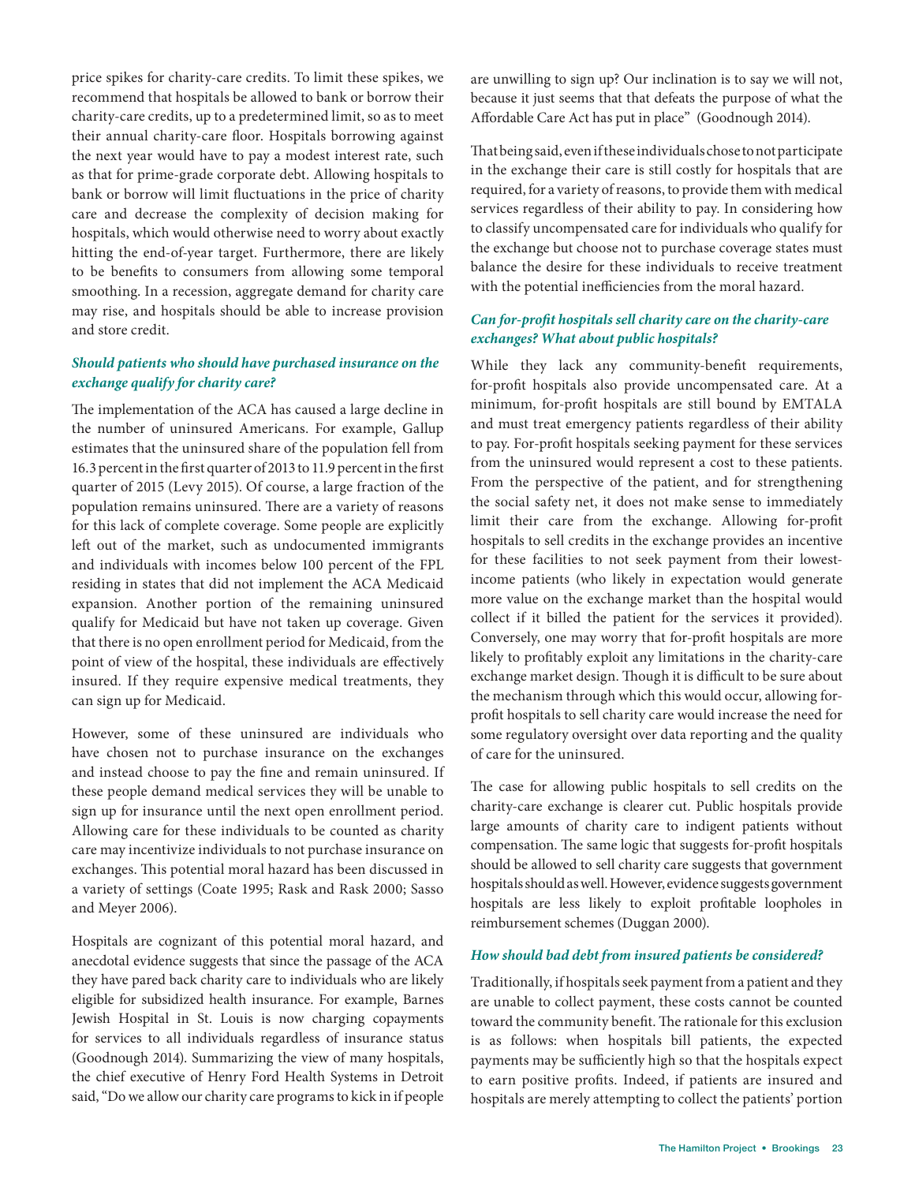price spikes for charity-care credits. To limit these spikes, we recommend that hospitals be allowed to bank or borrow their charity-care credits, up to a predetermined limit, so as to meet their annual charity-care floor. Hospitals borrowing against the next year would have to pay a modest interest rate, such as that for prime-grade corporate debt. Allowing hospitals to bank or borrow will limit fluctuations in the price of charity care and decrease the complexity of decision making for hospitals, which would otherwise need to worry about exactly hitting the end-of-year target. Furthermore, there are likely to be benefits to consumers from allowing some temporal smoothing. In a recession, aggregate demand for charity care may rise, and hospitals should be able to increase provision and store credit.

### *Should patients who should have purchased insurance on the exchange qualify for charity care?*

The implementation of the ACA has caused a large decline in the number of uninsured Americans. For example, Gallup estimates that the uninsured share of the population fell from 16.3 percent in the first quarter of 2013 to 11.9 percent in the first quarter of 2015 (Levy 2015). Of course, a large fraction of the population remains uninsured. There are a variety of reasons for this lack of complete coverage. Some people are explicitly left out of the market, such as undocumented immigrants and individuals with incomes below 100 percent of the FPL residing in states that did not implement the ACA Medicaid expansion. Another portion of the remaining uninsured qualify for Medicaid but have not taken up coverage. Given that there is no open enrollment period for Medicaid, from the point of view of the hospital, these individuals are effectively insured. If they require expensive medical treatments, they can sign up for Medicaid.

However, some of these uninsured are individuals who have chosen not to purchase insurance on the exchanges and instead choose to pay the fine and remain uninsured. If these people demand medical services they will be unable to sign up for insurance until the next open enrollment period. Allowing care for these individuals to be counted as charity care may incentivize individuals to not purchase insurance on exchanges. This potential moral hazard has been discussed in a variety of settings (Coate 1995; Rask and Rask 2000; Sasso and Meyer 2006).

Hospitals are cognizant of this potential moral hazard, and anecdotal evidence suggests that since the passage of the ACA they have pared back charity care to individuals who are likely eligible for subsidized health insurance. For example, Barnes Jewish Hospital in St. Louis is now charging copayments for services to all individuals regardless of insurance status (Goodnough 2014). Summarizing the view of many hospitals, the chief executive of Henry Ford Health Systems in Detroit said, "Do we allow our charity care programs to kick in if people are unwilling to sign up? Our inclination is to say we will not, because it just seems that that defeats the purpose of what the Affordable Care Act has put in place" (Goodnough 2014).

That being said, even if these individuals chose to not participate in the exchange their care is still costly for hospitals that are required, for a variety of reasons, to provide them with medical services regardless of their ability to pay. In considering how to classify uncompensated care for individuals who qualify for the exchange but choose not to purchase coverage states must balance the desire for these individuals to receive treatment with the potential inefficiencies from the moral hazard.

### *Can for-profit hospitals sell charity care on the charity-care exchanges? What about public hospitals?*

While they lack any community-benefit requirements, for-profit hospitals also provide uncompensated care. At a minimum, for-profit hospitals are still bound by EMTALA and must treat emergency patients regardless of their ability to pay. For-profit hospitals seeking payment for these services from the uninsured would represent a cost to these patients. From the perspective of the patient, and for strengthening the social safety net, it does not make sense to immediately limit their care from the exchange. Allowing for-profit hospitals to sell credits in the exchange provides an incentive for these facilities to not seek payment from their lowest-income patients (who likely in expectation would generate more value on the exchange market than the hospital would collect if it billed the patient for the services it provided). Conversely, one may worry that for-profit hospitals are more likely to profitably exploit any limitations in the charity-care exchange market design. Though it is difficult to be sure about the mechanism through which this would occur, allowing for-profit hospitals to sell charity care would increase the need for some regulatory oversight over data reporting and the quality of care for the uninsured.

The case for allowing public hospitals to sell credits on the charity-care exchange is clearer cut. Public hospitals provide large amounts of charity care to indigent patients without compensation. The same logic that suggests for-profit hospitals should be allowed to sell charity care suggests that government hospitals should as well. However, evidence suggests government hospitals are less likely to exploit profitable loopholes in reimbursement schemes (Duggan 2000).

### *How should bad debt from insured patients be considered?*

Traditionally, if hospitals seek payment from a patient and they are unable to collect payment, these costs cannot be counted toward the community benefit. The rationale for this exclusion is as follows: when hospitals bill patients, the expected payments may be sufficiently high so that the hospitals expect to earn positive profits. Indeed, if patients are insured and hospitals are merely attempting to collect the patients' portion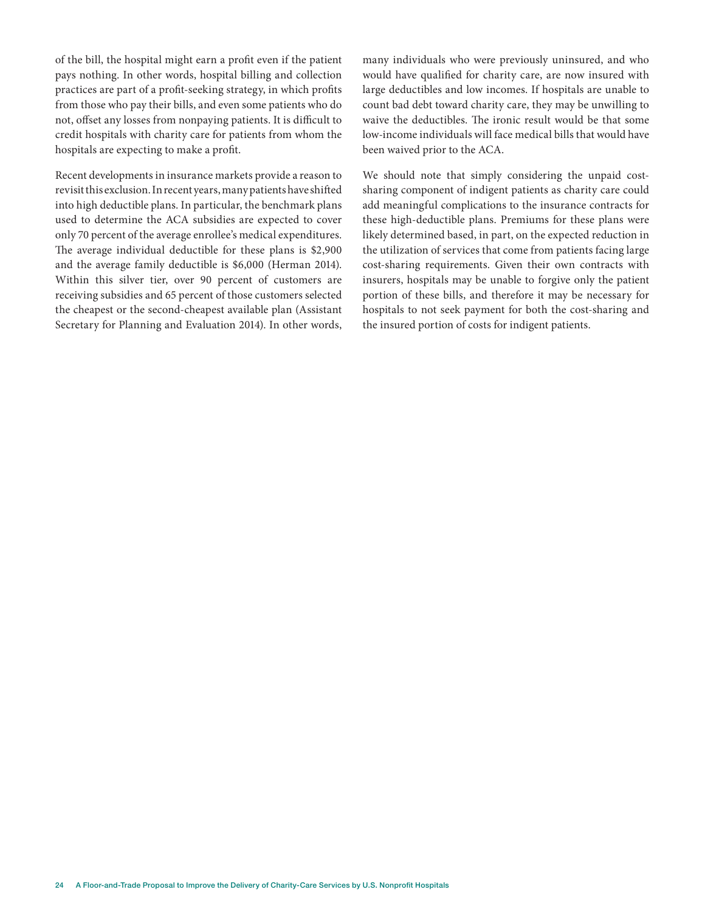of the bill, the hospital might earn a profit even if the patient pays nothing. In other words, hospital billing and collection practices are part of a profit-seeking strategy, in which profits from those who pay their bills, and even some patients who do not, offset any losses from nonpaying patients. It is difficult to credit hospitals with charity care for patients from whom the hospitals are expecting to make a profit.

Recent developments in insurance markets provide a reason to revisit this exclusion. In recent years, many patients have shifted into high deductible plans. In particular, the benchmark plans used to determine the ACA subsidies are expected to cover only 70 percent of the average enrollee's medical expenditures. The average individual deductible for these plans is $2,900 and the average family deductible is $6,000 (Herman 2014). Within this silver tier, over 90 percent of customers are receiving subsidies and 65 percent of those customers selected the cheapest or the second-cheapest available plan (Assistant Secretary for Planning and Evaluation 2014). In other words, many individuals who were previously uninsured, and who would have qualified for charity care, are now insured with large deductibles and low incomes. If hospitals are unable to count bad debt toward charity care, they may be unwilling to waive the deductibles. The ironic result would be that some low-income individuals will face medical bills that would have been waived prior to the ACA.

We should note that simply considering the unpaid cost-sharing component of indigent patients as charity care could add meaningful complications to the insurance contracts for these high-deductible plans. Premiums for these plans were likely determined based, in part, on the expected reduction in the utilization of services that come from patients facing large cost-sharing requirements. Given their own contracts with insurers, hospitals may be unable to forgive only the patient portion of these bills, and therefore it may be necessary for hospitals to not seek payment for both the cost-sharing and the insured portion of costs for indigent patients.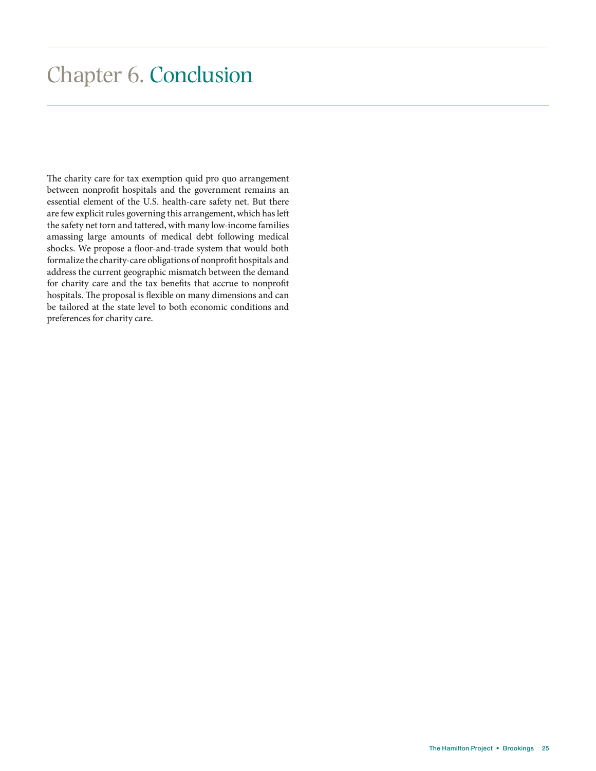# Chapter 6. Conclusion

The charity care for tax exemption quid pro quo arrangement between nonprofit hospitals and the government remains an essential element of the U.S. health-care safety net. But there are few explicit rules governing this arrangement, which has left the safety net torn and tattered, with many low-income families amassing large amounts of medical debt following medical shocks. We propose a floor-and-trade system that would both formalize the charity-care obligations of nonprofit hospitals and address the current geographic mismatch between the demand for charity care and the tax benefits that accrue to nonprofit hospitals. The proposal is flexible on many dimensions and can be tailored at the state level to both economic conditions and preferences for charity care.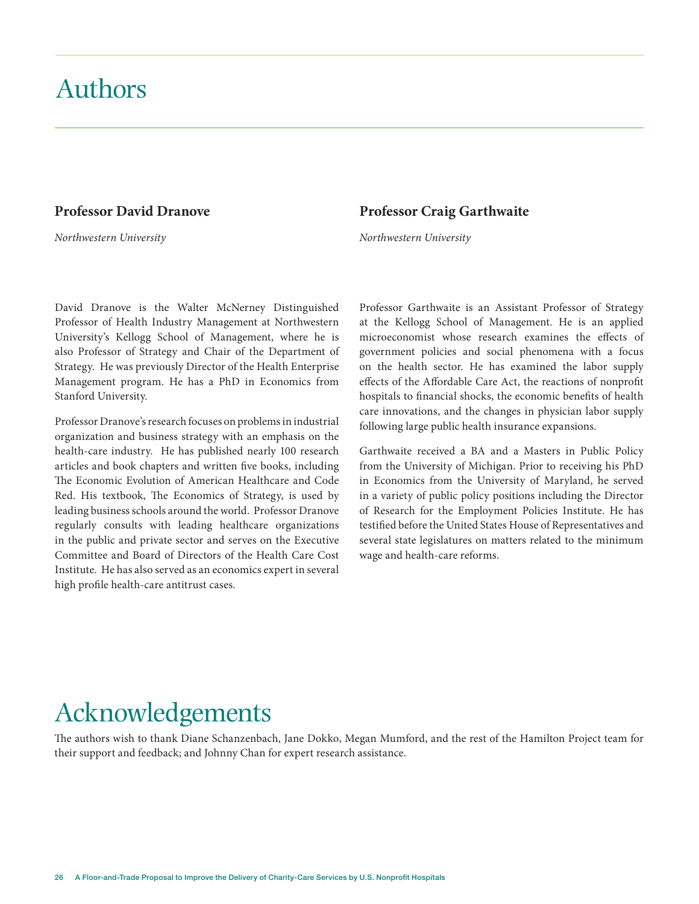# Authors

### Professor David Dranove

*Northwestern University*

David Dranove is the Walter McNerney Distinguished Professor of Health Industry Management at Northwestern University's Kellogg School of Management, where he is also Professor of Strategy and Chair of the Department of Strategy. He was previously Director of the Health Enterprise Management program. He has a PhD in Economics from Stanford University.

Professor Dranove's research focuses on problems in industrial organization and business strategy with an emphasis on the health-care industry. He has published nearly 100 research articles and book chapters and written five books, including The Economic Evolution of American Healthcare and Code Red. His textbook, The Economics of Strategy, is used by leading business schools around the world. Professor Dranove regularly consults with leading healthcare organizations in the public and private sector and serves on the Executive Committee and Board of Directors of the Health Care Cost Institute. He has also served as an economics expert in several high profile health-care antitrust cases.

### Professor Craig Garthwaite

*Northwestern University*

Professor Garthwaite is an Assistant Professor of Strategy at the Kellogg School of Management. He is an applied microeconomist whose research examines the effects of government policies and social phenomena with a focus on the health sector. He has examined the labor supply effects of the Affordable Care Act, the reactions of nonprofit hospitals to financial shocks, the economic benefits of health care innovations, and the changes in physician labor supply following large public health insurance expansions.

Garthwaite received a BA and a Masters in Public Policy from the University of Michigan. Prior to receiving his PhD in Economics from the University of Maryland, he served in a variety of public policy positions including the Director of Research for the Employment Policies Institute. He has testified before the United States House of Representatives and several state legislatures on matters related to the minimum wage and health-care reforms.

# Acknowledgements

The authors wish to thank Diane Schanzenbach, Jane Dokko, Megan Mumford, and the rest of the Hamilton Project team for their support and feedback; and Johnny Chan for expert research assistance.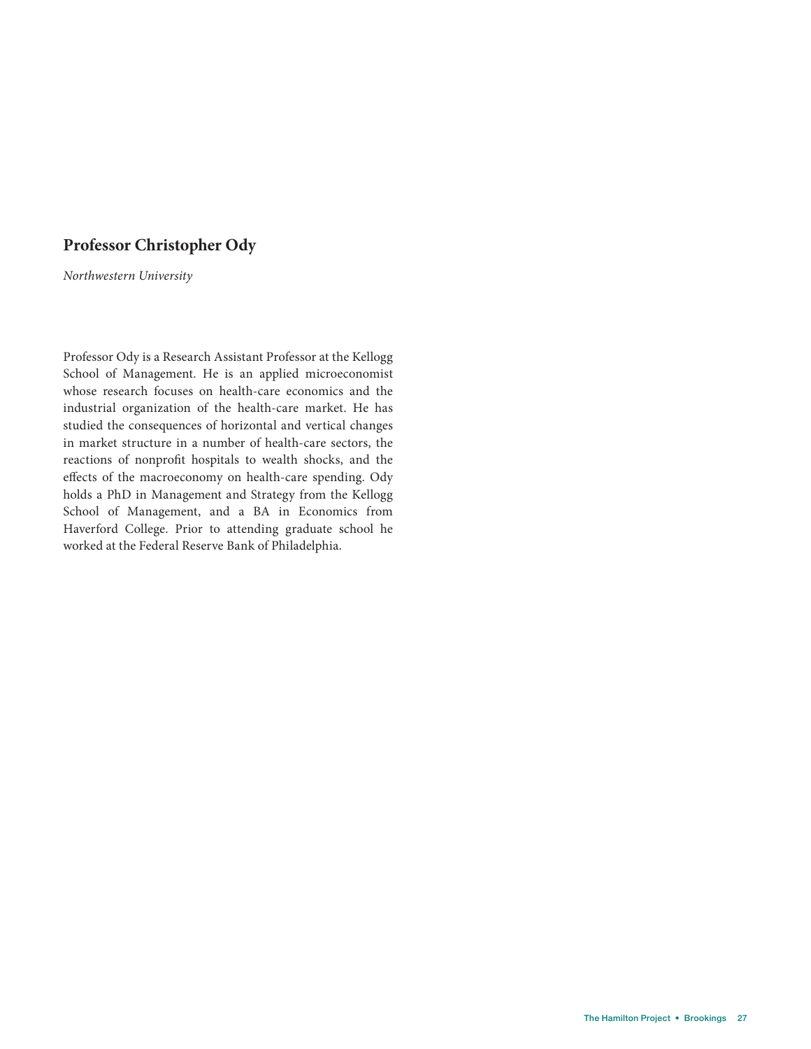## Professor Christopher Ody

*Northwestern University*

Professor Ody is a Research Assistant Professor at the Kellogg School of Management. He is an applied microeconomist whose research focuses on health-care economics and the industrial organization of the health-care market. He has studied the consequences of horizontal and vertical changes in market structure in a number of health-care sectors, the reactions of nonprofit hospitals to wealth shocks, and the effects of the macroeconomy on health-care spending. Ody holds a PhD in Management and Strategy from the Kellogg School of Management, and a BA in Economics from Haverford College. Prior to attending graduate school he worked at the Federal Reserve Bank of Philadelphia.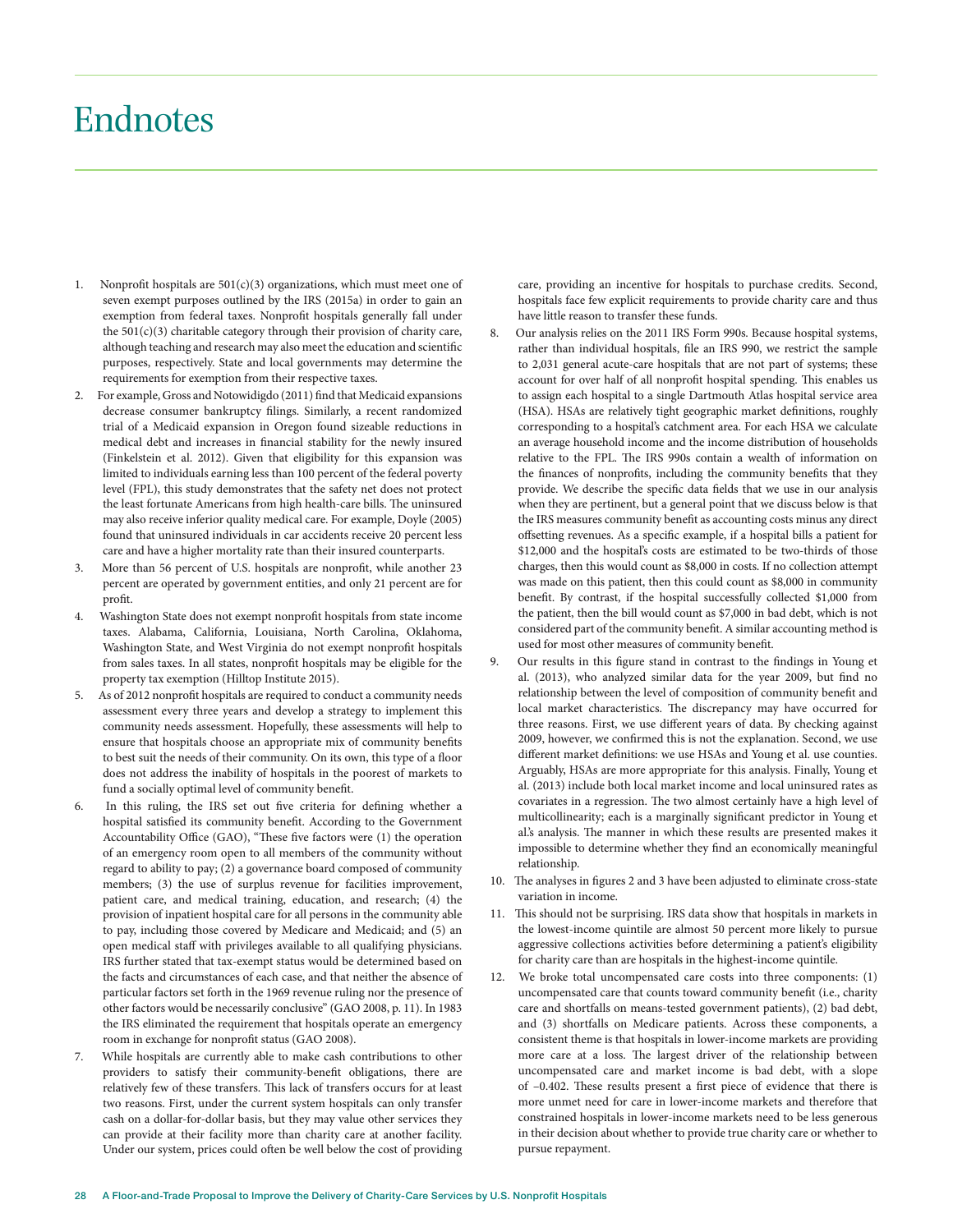# Endnotes

1. Nonprofit hospitals are 501(c)(3) organizations, which must meet one of seven exempt purposes outlined by the IRS (2015a) in order to gain an exemption from federal taxes. Nonprofit hospitals generally fall under the 501(c)(3) charitable category through their provision of charity care, although teaching and research may also meet the education and scientific purposes, respectively. State and local governments may determine the requirements for exemption from their respective taxes.
2. For example, Gross and Notowidigdo (2011) find that Medicaid expansions decrease consumer bankruptcy filings. Similarly, a recent randomized trial of a Medicaid expansion in Oregon found sizeable reductions in medical debt and increases in financial stability for the newly insured (Finkelstein et al. 2012). Given that eligibility for this expansion was limited to individuals earning less than 100 percent of the federal poverty level (FPL), this study demonstrates that the safety net does not protect the least fortunate Americans from high health-care bills. The uninsured may also receive inferior quality medical care. For example, Doyle (2005) found that uninsured individuals in car accidents receive 20 percent less care and have a higher mortality rate than their insured counterparts.
3. More than 56 percent of U.S. hospitals are nonprofit, while another 23 percent are operated by government entities, and only 21 percent are for profit.
4. Washington State does not exempt nonprofit hospitals from state income taxes. Alabama, California, Louisiana, North Carolina, Oklahoma, Washington State, and West Virginia do not exempt nonprofit hospitals from sales taxes. In all states, nonprofit hospitals may be eligible for the property tax exemption (Hilltop Institute 2015).
5. As of 2012 nonprofit hospitals are required to conduct a community needs assessment every three years and develop a strategy to implement this community needs assessment. Hopefully, these assessments will help to ensure that hospitals choose an appropriate mix of community benefits to best suit the needs of their community. On its own, this type of a floor does not address the inability of hospitals in the poorest of markets to fund a socially optimal level of community benefit.
6. In this ruling, the IRS set out five criteria for defining whether a hospital satisfied its community benefit. According to the Government Accountability Office (GAO), "These five factors were (1) the operation of an emergency room open to all members of the community without regard to ability to pay; (2) a governance board composed of community members; (3) the use of surplus revenue for facilities improvement, patient care, and medical training, education, and research; (4) the provision of inpatient hospital care for all persons in the community able to pay, including those covered by Medicare and Medicaid; and (5) an open medical staff with privileges available to all qualifying physicians. IRS further stated that tax-exempt status would be determined based on the facts and circumstances of each case, and that neither the absence of particular factors set forth in the 1969 revenue ruling nor the presence of other factors would be necessarily conclusive" (GAO 2008, p. 11). In 1983 the IRS eliminated the requirement that hospitals operate an emergency room in exchange for nonprofit status (GAO 2008).
7. While hospitals are currently able to make cash contributions to other providers to satisfy their community-benefit obligations, there are relatively few of these transfers. This lack of transfers occurs for at least two reasons. First, under the current system hospitals can only transfer cash on a dollar-for-dollar basis, but they may value other services they can provide at their facility more than charity care at another facility. Under our system, prices could often be well below the cost of providing care, providing an incentive for hospitals to purchase credits. Second, hospitals face few explicit requirements to provide charity care and thus have little reason to transfer these funds.
8. Our analysis relies on the 2011 IRS Form 990s. Because hospital systems, rather than individual hospitals, file an IRS 990, we restrict the sample to 2,031 general acute-care hospitals that are not part of systems; these account for over half of all nonprofit hospital spending. This enables us to assign each hospital to a single Dartmouth Atlas hospital service area (HSA). HSAs are relatively tight geographic market definitions, roughly corresponding to a hospital's catchment area. For each HSA we calculate an average household income and the income distribution of households relative to the FPL. The IRS 990s contain a wealth of information on the finances of nonprofits, including the community benefits that they provide. We describe the specific data fields that we use in our analysis when they are pertinent, but a general point that we discuss below is that the IRS measures community benefit as accounting costs minus any direct offsetting revenues. As a specific example, if a hospital bills a patient for $12,000 and the hospital's costs are estimated to be two-thirds of those charges, then this would count as $8,000 in costs. If no collection attempt was made on this patient, then this could count as $8,000 in community benefit. By contrast, if the hospital successfully collected $1,000 from the patient, then the bill would count as $7,000 in bad debt, which is not considered part of the community benefit. A similar accounting method is used for most other measures of community benefit.
9. Our results in this figure stand in contrast to the findings in Young et al. (2013), who analyzed similar data for the year 2009, but find no relationship between the level of composition of community benefit and local market characteristics. The discrepancy may have occurred for three reasons. First, we use different years of data. By checking against 2009, however, we confirmed this is not the explanation. Second, we use different market definitions: we use HSAs and Young et al. use counties. Arguably, HSAs are more appropriate for this analysis. Finally, Young et al. (2013) include both local market income and local uninsured rates as covariates in a regression. The two almost certainly have a high level of multicollinearity; each is a marginally significant predictor in Young et al.'s analysis. The manner in which these results are presented makes it impossible to determine whether they find an economically meaningful relationship.
10. The analyses in figures 2 and 3 have been adjusted to eliminate cross-state variation in income.
11. This should not be surprising. IRS data show that hospitals in markets in the lowest-income quintile are almost 50 percent more likely to pursue aggressive collections activities before determining a patient's eligibility for charity care than are hospitals in the highest-income quintile.
12. We broke total uncompensated care costs into three components: (1) uncompensated care that counts toward community benefit (i.e., charity care and shortfalls on means-tested government patients), (2) bad debt, and (3) shortfalls on Medicare patients. Across these components, a consistent theme is that hospitals in lower-income markets are providing more care at a loss. The largest driver of the relationship between uncompensated care and market income is bad debt, with a slope of –0.402. These results present a first piece of evidence that there is more unmet need for care in lower-income markets and therefore that constrained hospitals in lower-income markets need to be less generous in their decision about whether to provide true charity care or whether to pursue repayment.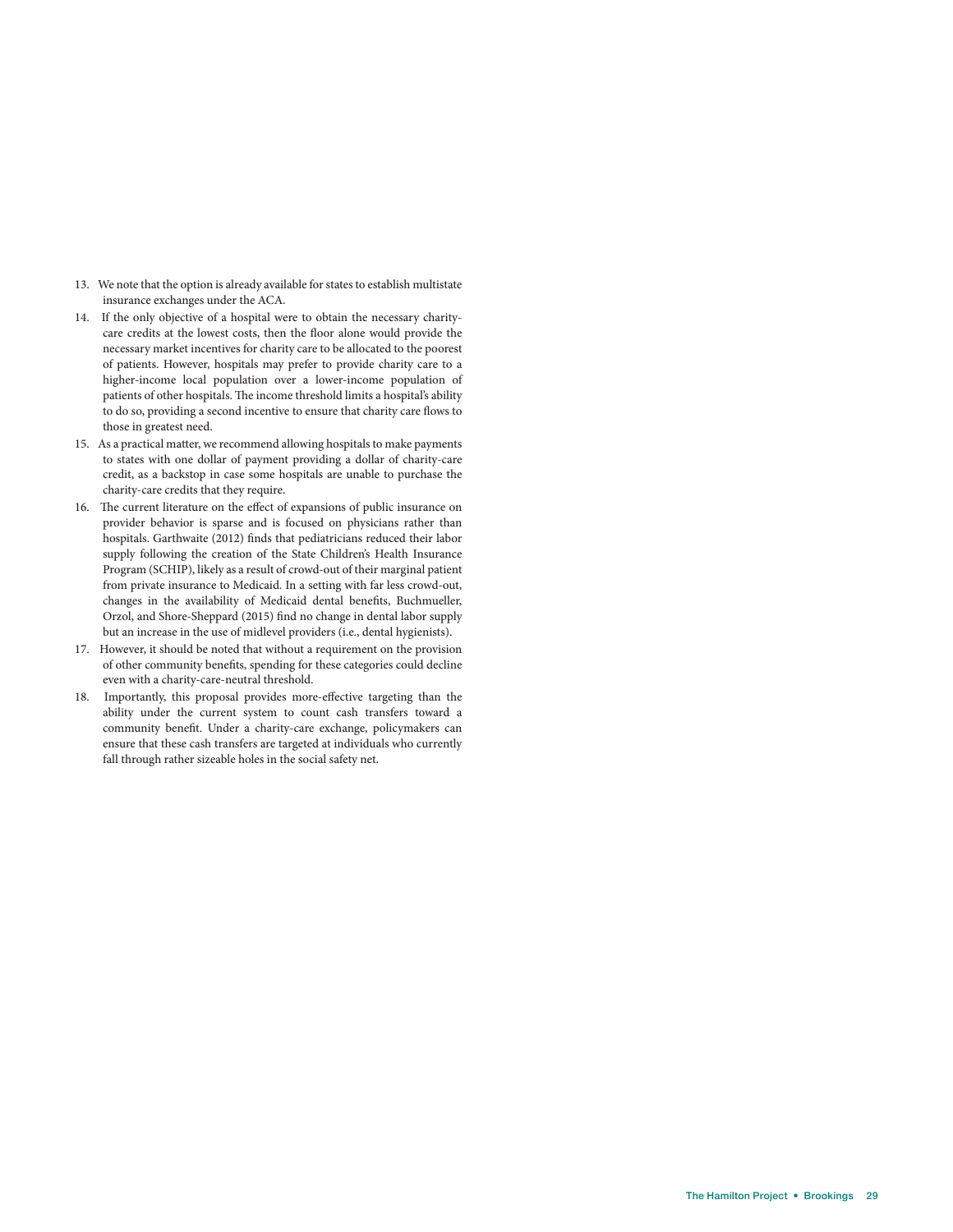13. We note that the option is already available for states to establish multistate insurance exchanges under the ACA.
14. If the only objective of a hospital were to obtain the necessary charity-care credits at the lowest costs, then the floor alone would provide the necessary market incentives for charity care to be allocated to the poorest of patients. However, hospitals may prefer to provide charity care to a higher-income local population over a lower-income population of patients of other hospitals. The income threshold limits a hospital's ability to do so, providing a second incentive to ensure that charity care flows to those in greatest need.
15. As a practical matter, we recommend allowing hospitals to make payments to states with one dollar of payment providing a dollar of charity-care credit, as a backstop in case some hospitals are unable to purchase the charity-care credits that they require.
16. The current literature on the effect of expansions of public insurance on provider behavior is sparse and is focused on physicians rather than hospitals. Garthwaite (2012) finds that pediatricians reduced their labor supply following the creation of the State Children's Health Insurance Program (SCHIP), likely as a result of crowd-out of their marginal patient from private insurance to Medicaid. In a setting with far less crowd-out, changes in the availability of Medicaid dental benefits, Buchmueller, Orzol, and Shore-Sheppard (2015) find no change in dental labor supply but an increase in the use of midlevel providers (i.e., dental hygienists).
17. However, it should be noted that without a requirement on the provision of other community benefits, spending for these categories could decline even with a charity-care-neutral threshold.
18. Importantly, this proposal provides more-effective targeting than the ability under the current system to count cash transfers toward a community benefit. Under a charity-care exchange, policymakers can ensure that these cash transfers are targeted at individuals who currently fall through rather sizeable holes in the social safety net.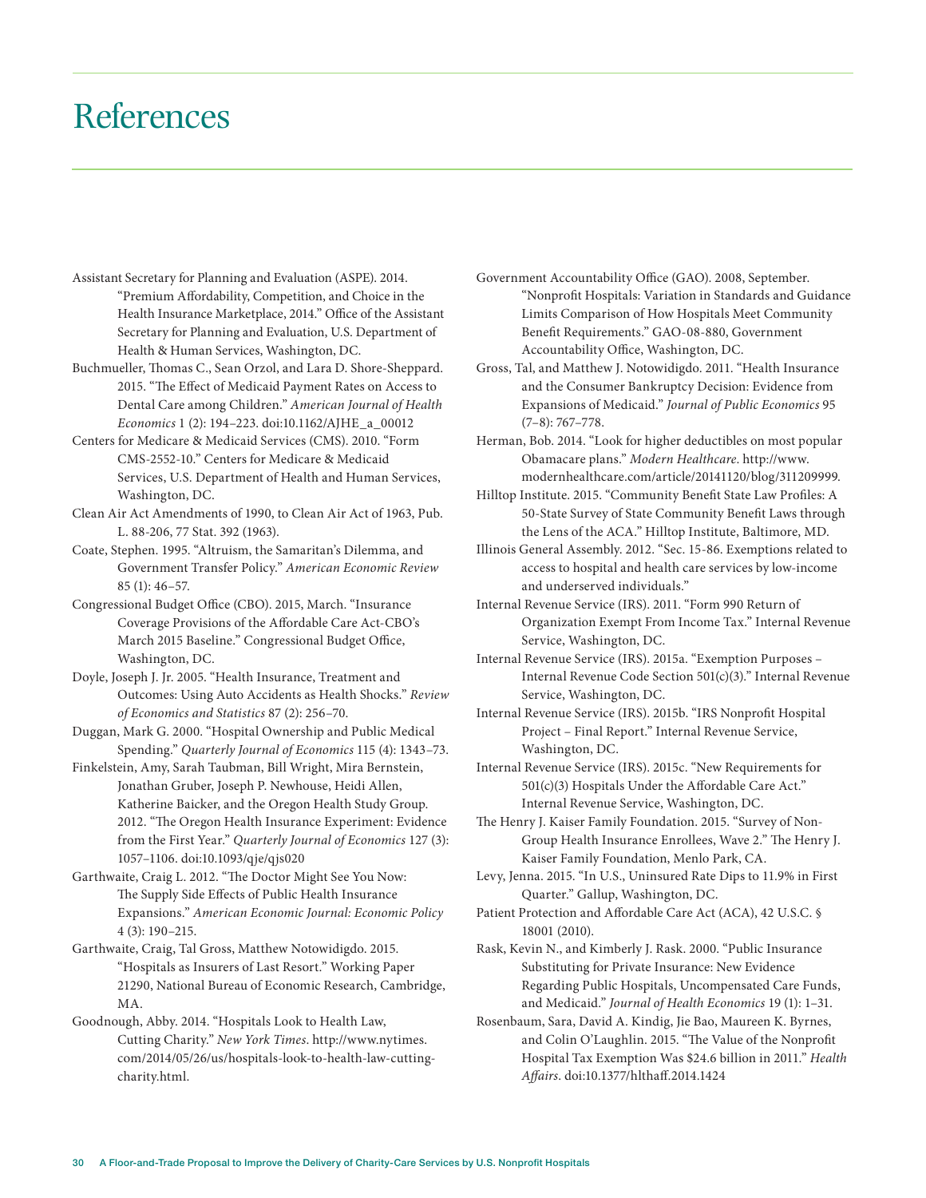# References

Assistant Secretary for Planning and Evaluation (ASPE). 2014. "Premium Affordability, Competition, and Choice in the Health Insurance Marketplace, 2014." Office of the Assistant Secretary for Planning and Evaluation, U.S. Department of Health & Human Services, Washington, DC.

Buchmueller, Thomas C., Sean Orzol, and Lara D. Shore-Sheppard. 2015. "The Effect of Medicaid Payment Rates on Access to Dental Care among Children." *American Journal of Health Economics* 1 (2): 194–223. doi:10.1162/AJHE_a_00012

Centers for Medicare & Medicaid Services (CMS). 2010. "Form CMS-2552-10." Centers for Medicare & Medicaid Services, U.S. Department of Health and Human Services, Washington, DC.

Clean Air Act Amendments of 1990, to Clean Air Act of 1963, Pub. L. 88-206, 77 Stat. 392 (1963).

Coate, Stephen. 1995. "Altruism, the Samaritan's Dilemma, and Government Transfer Policy." *American Economic Review* 85 (1): 46–57.

Congressional Budget Office (CBO). 2015, March. "Insurance Coverage Provisions of the Affordable Care Act-CBO's March 2015 Baseline." Congressional Budget Office, Washington, DC.

Doyle, Joseph J. Jr. 2005. "Health Insurance, Treatment and Outcomes: Using Auto Accidents as Health Shocks." *Review of Economics and Statistics* 87 (2): 256–70.

Duggan, Mark G. 2000. "Hospital Ownership and Public Medical Spending." *Quarterly Journal of Economics* 115 (4): 1343–73.

Finkelstein, Amy, Sarah Taubman, Bill Wright, Mira Bernstein, Jonathan Gruber, Joseph P. Newhouse, Heidi Allen, Katherine Baicker, and the Oregon Health Study Group. 2012. "The Oregon Health Insurance Experiment: Evidence from the First Year." *Quarterly Journal of Economics* 127 (3): 1057–1106. doi:10.1093/qje/qjs020

Garthwaite, Craig L. 2012. "The Doctor Might See You Now: The Supply Side Effects of Public Health Insurance Expansions." *American Economic Journal: Economic Policy* 4 (3): 190–215.

Garthwaite, Craig, Tal Gross, Matthew Notowidigdo. 2015. "Hospitals as Insurers of Last Resort." Working Paper 21290, National Bureau of Economic Research, Cambridge, MA.

Goodnough, Abby. 2014. "Hospitals Look to Health Law, Cutting Charity." *New York Times*. http://www.nytimes.com/2014/05/26/us/hospitals-look-to-health-law-cutting-charity.html.

Government Accountability Office (GAO). 2008, September. "Nonprofit Hospitals: Variation in Standards and Guidance Limits Comparison of How Hospitals Meet Community Benefit Requirements." GAO-08-880, Government Accountability Office, Washington, DC.

Gross, Tal, and Matthew J. Notowidigdo. 2011. "Health Insurance and the Consumer Bankruptcy Decision: Evidence from Expansions of Medicaid." *Journal of Public Economics* 95 (7–8): 767–778.

Herman, Bob. 2014. "Look for higher deductibles on most popular Obamacare plans." *Modern Healthcare*. http://www.modernhealthcare.com/article/20141120/blog/311209999.

Hilltop Institute. 2015. "Community Benefit State Law Profiles: A 50-State Survey of State Community Benefit Laws through the Lens of the ACA." Hilltop Institute, Baltimore, MD.

Illinois General Assembly. 2012. "Sec. 15-86. Exemptions related to access to hospital and health care services by low-income and underserved individuals."

Internal Revenue Service (IRS). 2011. "Form 990 Return of Organization Exempt From Income Tax." Internal Revenue Service, Washington, DC.

Internal Revenue Service (IRS). 2015a. "Exemption Purposes – Internal Revenue Code Section 501(c)(3)." Internal Revenue Service, Washington, DC.

Internal Revenue Service (IRS). 2015b. "IRS Nonprofit Hospital Project – Final Report." Internal Revenue Service, Washington, DC.

Internal Revenue Service (IRS). 2015c. "New Requirements for 501(c)(3) Hospitals Under the Affordable Care Act." Internal Revenue Service, Washington, DC.

The Henry J. Kaiser Family Foundation. 2015. "Survey of Non-Group Health Insurance Enrollees, Wave 2." The Henry J. Kaiser Family Foundation, Menlo Park, CA.

Levy, Jenna. 2015. "In U.S., Uninsured Rate Dips to 11.9% in First Quarter." Gallup, Washington, DC.

Patient Protection and Affordable Care Act (ACA), 42 U.S.C. § 18001 (2010).

Rask, Kevin N., and Kimberly J. Rask. 2000. "Public Insurance Substituting for Private Insurance: New Evidence Regarding Public Hospitals, Uncompensated Care Funds, and Medicaid." *Journal of Health Economics* 19 (1): 1–31.

Rosenbaum, Sara, David A. Kindig, Jie Bao, Maureen K. Byrnes, and Colin O'Laughlin. 2015. "The Value of the Nonprofit Hospital Tax Exemption Was $24.6 billion in 2011." *Health Affairs*. doi:10.1377/hlthaff.2014.1424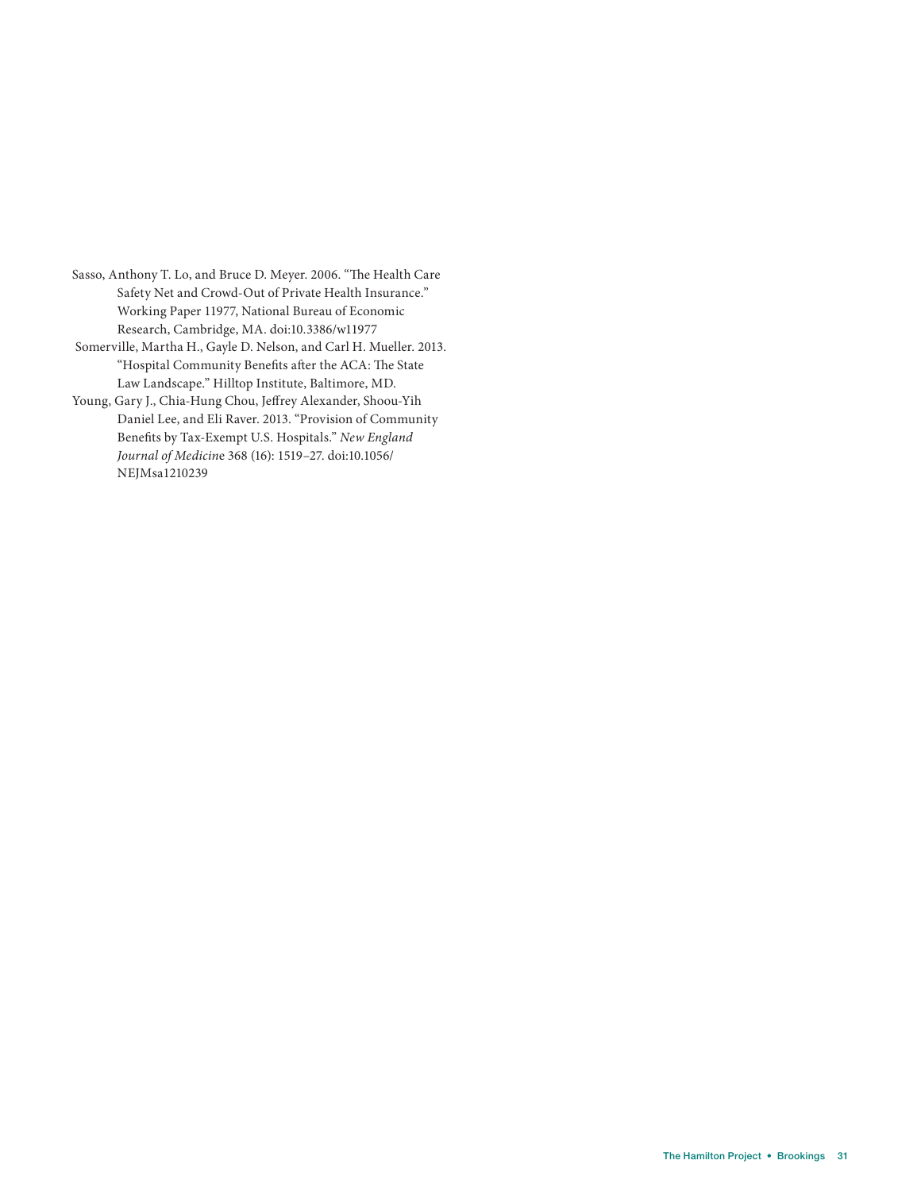Sasso, Anthony T. Lo, and Bruce D. Meyer. 2006. "The Health Care Safety Net and Crowd-Out of Private Health Insurance." Working Paper 11977, National Bureau of Economic Research, Cambridge, MA. doi:10.3386/w11977

Somerville, Martha H., Gayle D. Nelson, and Carl H. Mueller. 2013. "Hospital Community Benefits after the ACA: The State Law Landscape." Hilltop Institute, Baltimore, MD.

Young, Gary J., Chia-Hung Chou, Jeffrey Alexander, Shoou-Yih Daniel Lee, and Eli Raver. 2013. "Provision of Community Benefits by Tax-Exempt U.S. Hospitals." *New England Journal of Medicine* 368 (16): 1519–27. doi:10.1056/NEJMsa1210239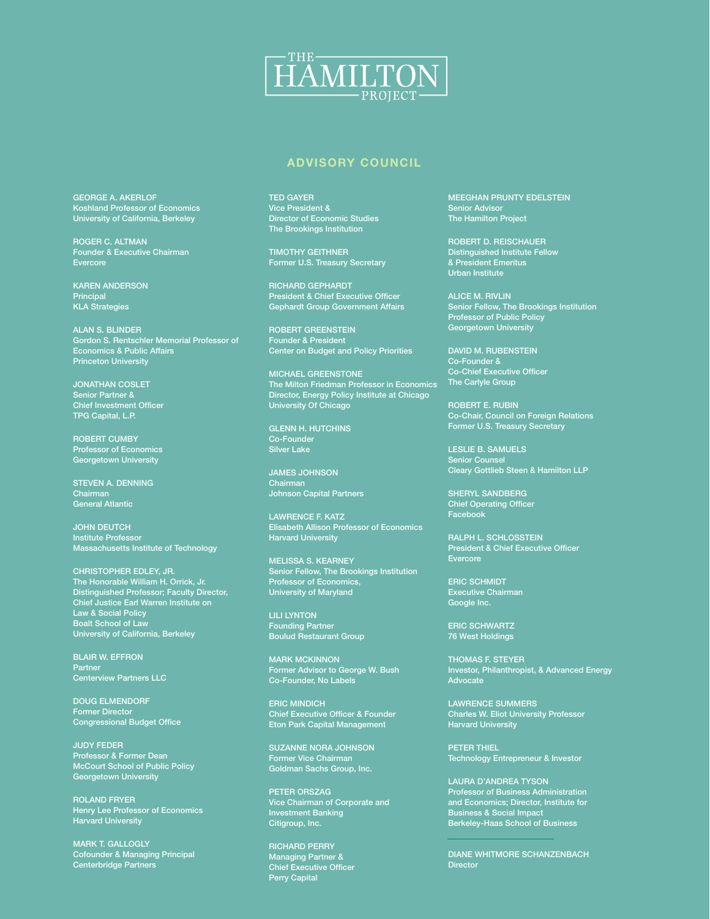# THE HAMILTON PROJECT

## ADVISORY COUNCIL

GEORGE A. AKERLOF
Koshland Professor of Economics
University of California, Berkeley

ROGER C. ALTMAN
Founder & Executive Chairman
Evercore

KAREN ANDERSON
Principal
KLA Strategies

ALAN S. BLINDER
Gordon S. Rentschler Memorial Professor of Economics & Public Affairs
Princeton University

JONATHAN COSLET
Senior Partner &
Chief Investment Officer
TPG Capital, L.P.

ROBERT CUMBY
Professor of Economics
Georgetown University

STEVEN A. DENNING
Chairman
General Atlantic

JOHN DEUTCH
Institute Professor
Massachusetts Institute of Technology

CHRISTOPHER EDLEY, JR.
The Honorable William H. Orrick, Jr. Distinguished Professor; Faculty Director, Chief Justice Earl Warren Institute on Law & Social Policy
Boalt School of Law
University of California, Berkeley

BLAIR W. EFFRON
Partner
Centerview Partners LLC

DOUG ELMENDORF
Former Director
Congressional Budget Office

JUDY FEDER
Professor & Former Dean
McCourt School of Public Policy
Georgetown University

ROLAND FRYER
Henry Lee Professor of Economics
Harvard University

MARK T. GALLOGLY
Cofounder & Managing Principal
Centerbridge Partners

TED GAYER
Vice President &
Director of Economic Studies
The Brookings Institution

TIMOTHY GEITHNER
Former U.S. Treasury Secretary

RICHARD GEPHARDT
President & Chief Executive Officer
Gephardt Group Government Affairs

ROBERT GREENSTEIN
Founder & President
Center on Budget and Policy Priorities

MICHAEL GREENSTONE
The Milton Friedman Professor in Economics
Director, Energy Policy Institute at Chicago
University Of Chicago

GLENN H. HUTCHINS
Co-Founder
Silver Lake

JAMES JOHNSON
Chairman
Johnson Capital Partners

LAWRENCE F. KATZ
Elisabeth Allison Professor of Economics
Harvard University

MELISSA S. KEARNEY
Senior Fellow, The Brookings Institution
Professor of Economics,
University of Maryland

LILI LYNTON
Founding Partner
Boulud Restaurant Group

MARK MCKINNON
Former Advisor to George W. Bush
Co-Founder, No Labels

ERIC MINDICH
Chief Executive Officer & Founder
Eton Park Capital Management

SUZANNE NORA JOHNSON
Former Vice Chairman
Goldman Sachs Group, Inc.

PETER ORSZAG
Vice Chairman of Corporate and Investment Banking
Citigroup, Inc.

RICHARD PERRY
Managing Partner &
Chief Executive Officer
Perry Capital

MEEGHAN PRUNTY EDELSTEIN
Senior Advisor
The Hamilton Project

ROBERT D. REISCHAUER
Distinguished Institute Fellow
& President Emeritus
Urban Institute

ALICE M. RIVLIN
Senior Fellow, The Brookings Institution
Professor of Public Policy
Georgetown University

DAVID M. RUBENSTEIN
Co-Founder &
Co-Chief Executive Officer
The Carlyle Group

ROBERT E. RUBIN
Co-Chair, Council on Foreign Relations
Former U.S. Treasury Secretary

LESLIE B. SAMUELS
Senior Counsel
Cleary Gottlieb Steen & Hamilton LLP

SHERYL SANDBERG
Chief Operating Officer
Facebook

RALPH L. SCHLOSSTEIN
President & Chief Executive Officer
Evercore

ERIC SCHMIDT
Executive Chairman
Google Inc.

ERIC SCHWARTZ
76 West Holdings

THOMAS F. STEYER
Investor, Philanthropist, & Advanced Energy Advocate

LAWRENCE SUMMERS
Charles W. Eliot University Professor
Harvard University

PETER THIEL
Technology Entrepreneur & Investor

LAURA D'ANDREA TYSON
Professor of Business Administration and Economics; Director, Institute for Business & Social Impact
Berkeley-Haas School of Business

---

DIANE WHITMORE SCHANZENBACH
Director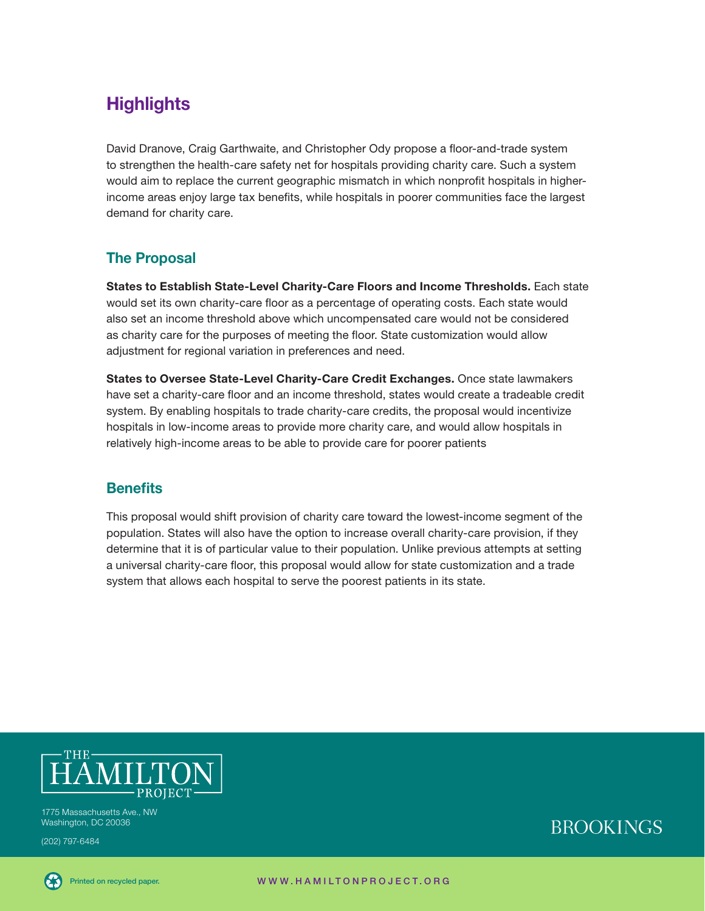# Highlights

David Dranove, Craig Garthwaite, and Christopher Ody propose a floor-and-trade system to strengthen the health-care safety net for hospitals providing charity care. Such a system would aim to replace the current geographic mismatch in which nonprofit hospitals in higher-income areas enjoy large tax benefits, while hospitals in poorer communities face the largest demand for charity care.

## The Proposal

**States to Establish State-Level Charity-Care Floors and Income Thresholds.** Each state would set its own charity-care floor as a percentage of operating costs. Each state would also set an income threshold above which uncompensated care would not be considered as charity care for the purposes of meeting the floor. State customization would allow adjustment for regional variation in preferences and need.

**States to Oversee State-Level Charity-Care Credit Exchanges.** Once state lawmakers have set a charity-care floor and an income threshold, states would create a tradeable credit system. By enabling hospitals to trade charity-care credits, the proposal would incentivize hospitals in low-income areas to provide more charity care, and would allow hospitals in relatively high-income areas to be able to provide care for poorer patients

## Benefits

This proposal would shift provision of charity care toward the lowest-income segment of the population. States will also have the option to increase overall charity-care provision, if they determine that it is of particular value to their population. Unlike previous attempts at setting a universal charity-care floor, this proposal would allow for state customization and a trade system that allows each hospital to serve the poorest patients in its state.

THE HAMILTON PROJECT

1775 Massachusetts Ave., NW
Washington, DC 20036

(202) 797-6484

BROOKINGS

Printed on recycled paper.

WWW.HAMILTONPROJECT.ORG